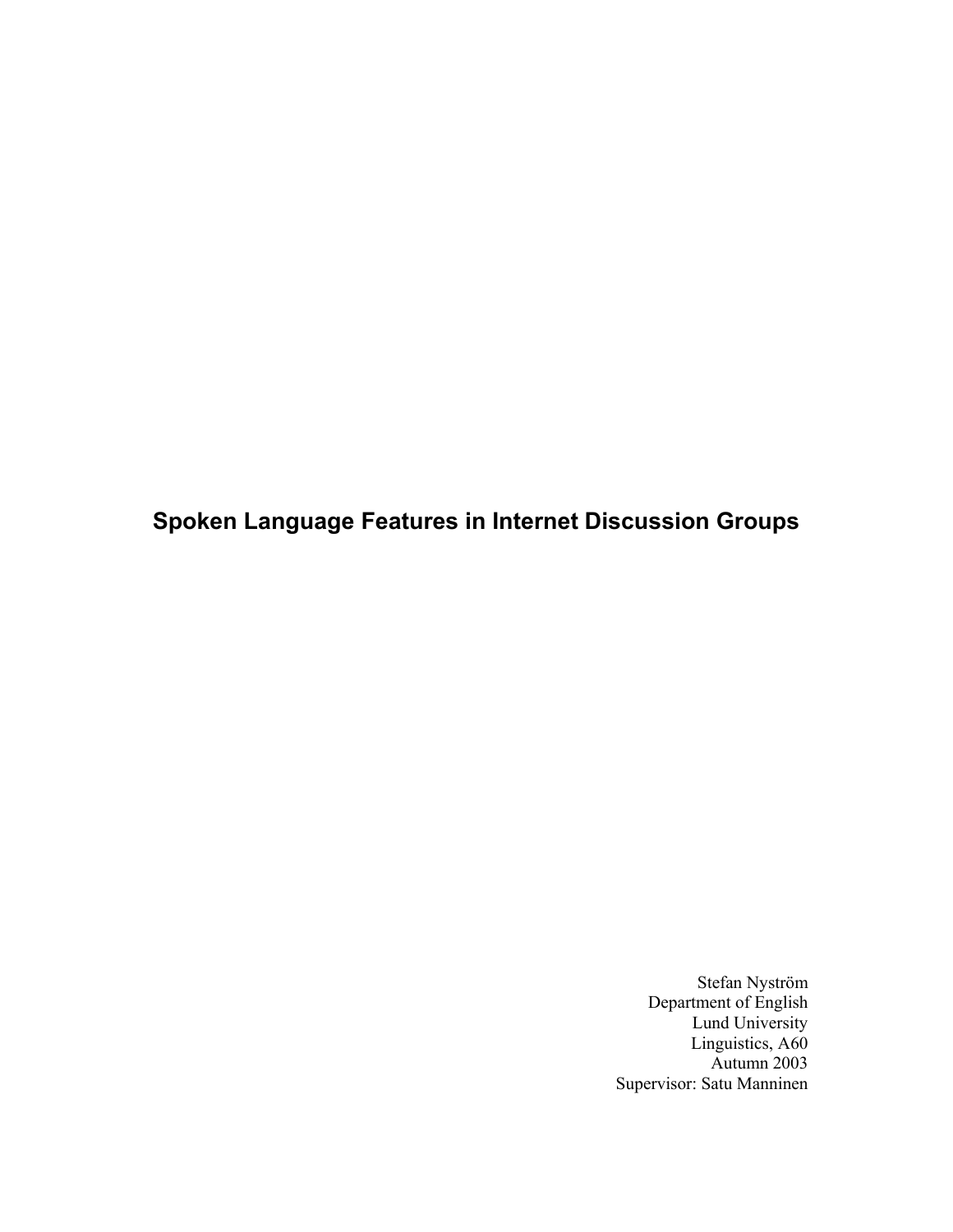# Spoken Language Features in Internet Discussion Groups

Stefan Nyström
Department of English
Lund University
Linguistics, A60
Autumn 2003
Supervisor: Satu Manninen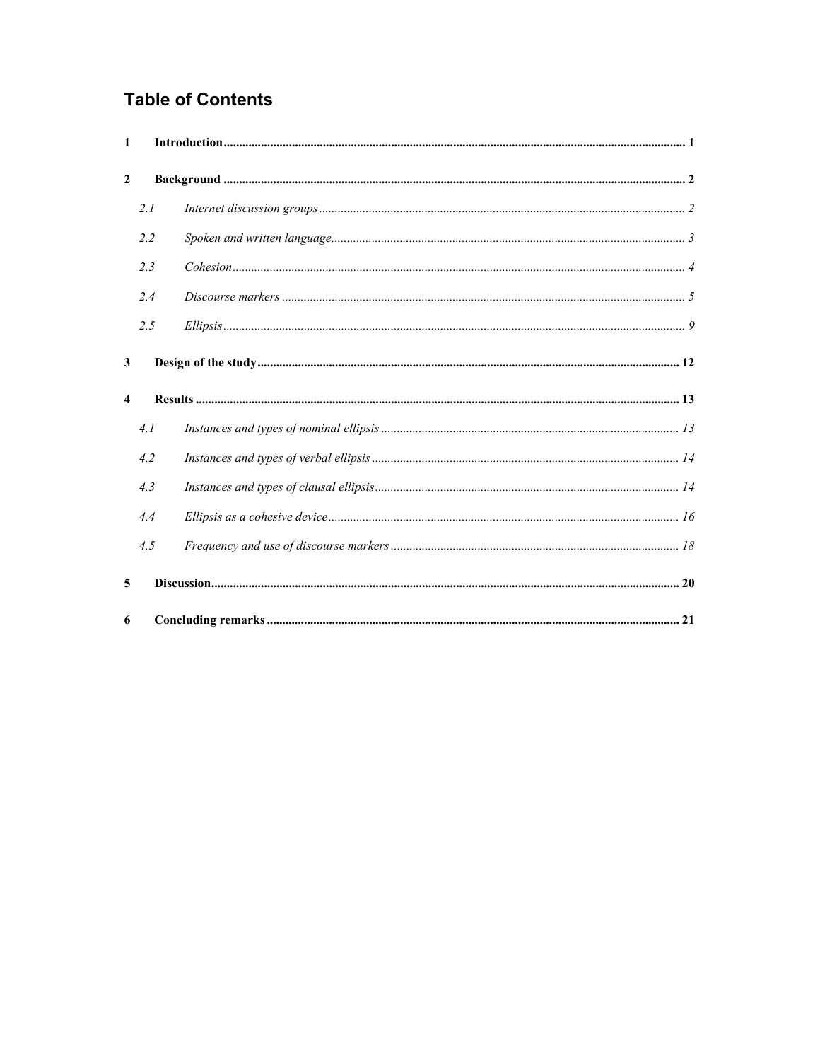# Table of Contents

**1 Introduction** .................................................. **1**

**2 Background** .................................................. **2**

*2.1 Internet discussion groups* .................................................. *2*

*2.2 Spoken and written language* .................................................. *3*

*2.3 Cohesion* .................................................. *4*

*2.4 Discourse markers* .................................................. *5*

*2.5 Ellipsis* .................................................. *9*

**3 Design of the study** .................................................. **12**

**4 Results** .................................................. **13**

*4.1 Instances and types of nominal ellipsis* .................................................. *13*

*4.2 Instances and types of verbal ellipsis* .................................................. *14*

*4.3 Instances and types of clausal ellipsis* .................................................. *14*

*4.4 Ellipsis as a cohesive device* .................................................. *16*

*4.5 Frequency and use of discourse markers* .................................................. *18*

**5 Discussion** .................................................. **20**

**6 Concluding remarks** .................................................. **21**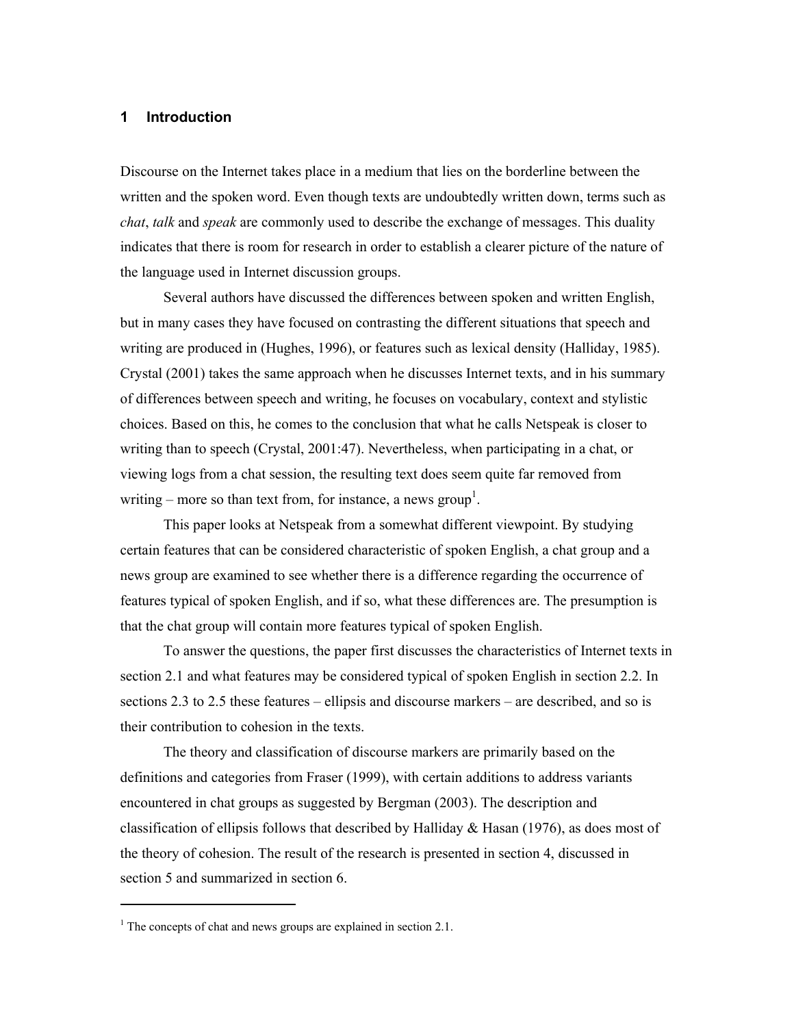# 1 Introduction

Discourse on the Internet takes place in a medium that lies on the borderline between the written and the spoken word. Even though texts are undoubtedly written down, terms such as *chat*, *talk* and *speak* are commonly used to describe the exchange of messages. This duality indicates that there is room for research in order to establish a clearer picture of the nature of the language used in Internet discussion groups.

Several authors have discussed the differences between spoken and written English, but in many cases they have focused on contrasting the different situations that speech and writing are produced in (Hughes, 1996), or features such as lexical density (Halliday, 1985). Crystal (2001) takes the same approach when he discusses Internet texts, and in his summary of differences between speech and writing, he focuses on vocabulary, context and stylistic choices. Based on this, he comes to the conclusion that what he calls Netspeak is closer to writing than to speech (Crystal, 2001:47). Nevertheless, when participating in a chat, or viewing logs from a chat session, the resulting text does seem quite far removed from writing – more so than text from, for instance, a news group[1].

This paper looks at Netspeak from a somewhat different viewpoint. By studying certain features that can be considered characteristic of spoken English, a chat group and a news group are examined to see whether there is a difference regarding the occurrence of features typical of spoken English, and if so, what these differences are. The presumption is that the chat group will contain more features typical of spoken English.

To answer the questions, the paper first discusses the characteristics of Internet texts in section 2.1 and what features may be considered typical of spoken English in section 2.2. In sections 2.3 to 2.5 these features – ellipsis and discourse markers – are described, and so is their contribution to cohesion in the texts.

The theory and classification of discourse markers are primarily based on the definitions and categories from Fraser (1999), with certain additions to address variants encountered in chat groups as suggested by Bergman (2003). The description and classification of ellipsis follows that described by Halliday & Hasan (1976), as does most of the theory of cohesion. The result of the research is presented in section 4, discussed in section 5 and summarized in section 6.

[1] The concepts of chat and news groups are explained in section 2.1.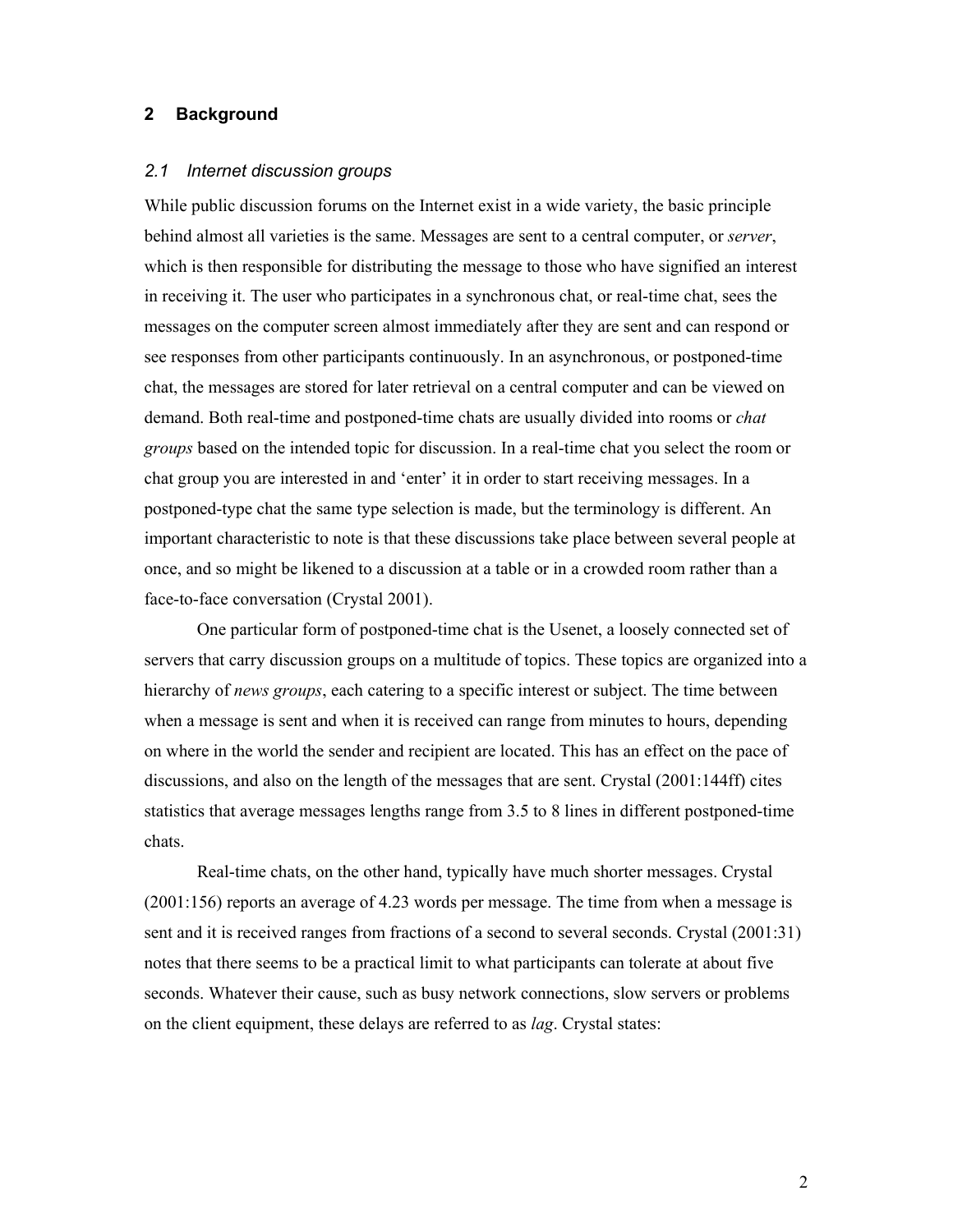## 2 Background

### *2.1 Internet discussion groups*

While public discussion forums on the Internet exist in a wide variety, the basic principle behind almost all varieties is the same. Messages are sent to a central computer, or *server*, which is then responsible for distributing the message to those who have signified an interest in receiving it. The user who participates in a synchronous chat, or real-time chat, sees the messages on the computer screen almost immediately after they are sent and can respond or see responses from other participants continuously. In an asynchronous, or postponed-time chat, the messages are stored for later retrieval on a central computer and can be viewed on demand. Both real-time and postponed-time chats are usually divided into rooms or *chat groups* based on the intended topic for discussion. In a real-time chat you select the room or chat group you are interested in and 'enter' it in order to start receiving messages. In a postponed-type chat the same type selection is made, but the terminology is different. An important characteristic to note is that these discussions take place between several people at once, and so might be likened to a discussion at a table or in a crowded room rather than a face-to-face conversation (Crystal 2001).

One particular form of postponed-time chat is the Usenet, a loosely connected set of servers that carry discussion groups on a multitude of topics. These topics are organized into a hierarchy of *news groups*, each catering to a specific interest or subject. The time between when a message is sent and when it is received can range from minutes to hours, depending on where in the world the sender and recipient are located. This has an effect on the pace of discussions, and also on the length of the messages that are sent. Crystal (2001:144ff) cites statistics that average messages lengths range from 3.5 to 8 lines in different postponed-time chats.

Real-time chats, on the other hand, typically have much shorter messages. Crystal (2001:156) reports an average of 4.23 words per message. The time from when a message is sent and it is received ranges from fractions of a second to several seconds. Crystal (2001:31) notes that there seems to be a practical limit to what participants can tolerate at about five seconds. Whatever their cause, such as busy network connections, slow servers or problems on the client equipment, these delays are referred to as *lag*. Crystal states: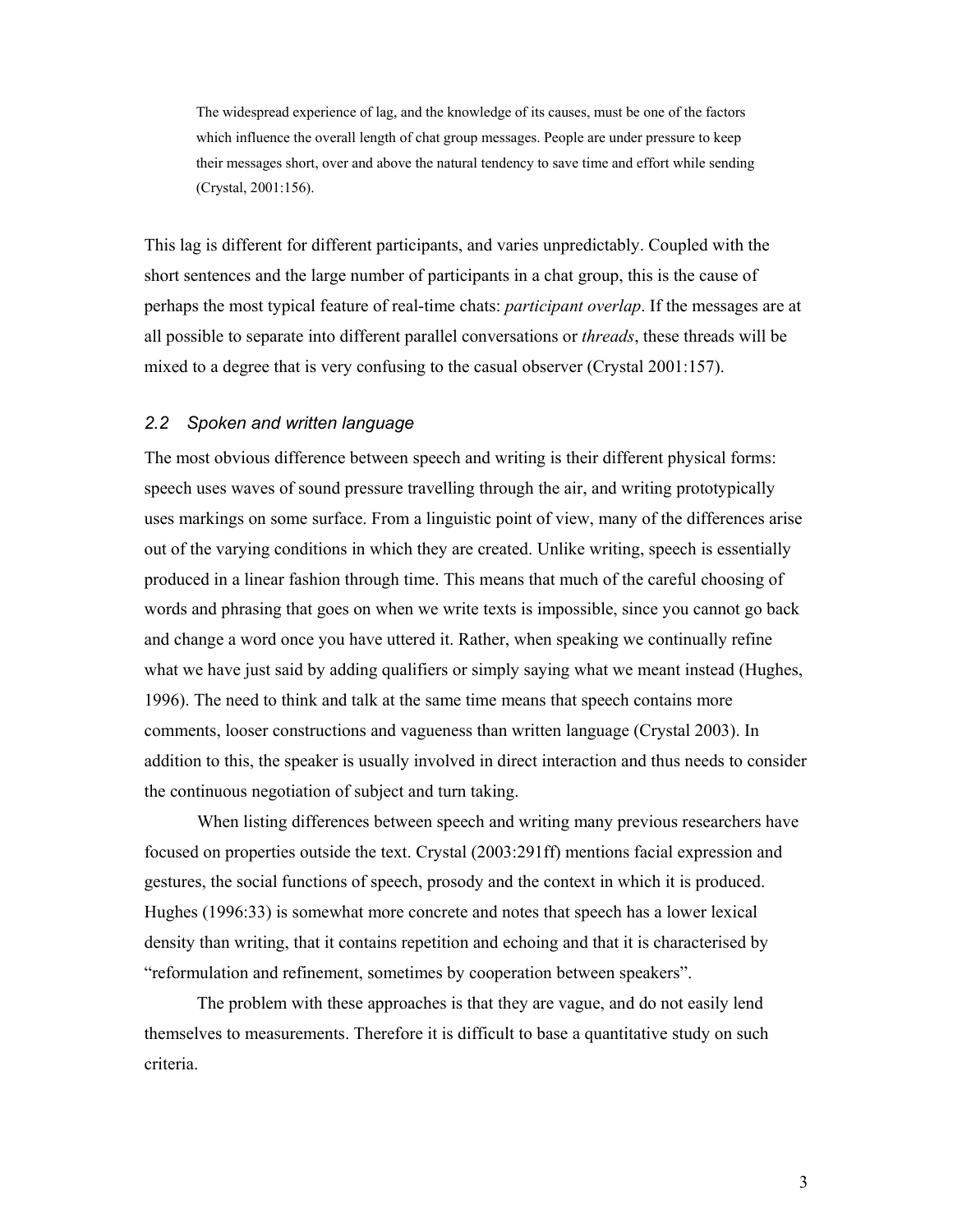> The widespread experience of lag, and the knowledge of its causes, must be one of the factors which influence the overall length of chat group messages. People are under pressure to keep their messages short, over and above the natural tendency to save time and effort while sending (Crystal, 2001:156).

This lag is different for different participants, and varies unpredictably. Coupled with the short sentences and the large number of participants in a chat group, this is the cause of perhaps the most typical feature of real-time chats: *participant overlap*. If the messages are at all possible to separate into different parallel conversations or *threads*, these threads will be mixed to a degree that is very confusing to the casual observer (Crystal 2001:157).

### *2.2 Spoken and written language*

The most obvious difference between speech and writing is their different physical forms: speech uses waves of sound pressure travelling through the air, and writing prototypically uses markings on some surface. From a linguistic point of view, many of the differences arise out of the varying conditions in which they are created. Unlike writing, speech is essentially produced in a linear fashion through time. This means that much of the careful choosing of words and phrasing that goes on when we write texts is impossible, since you cannot go back and change a word once you have uttered it. Rather, when speaking we continually refine what we have just said by adding qualifiers or simply saying what we meant instead (Hughes, 1996). The need to think and talk at the same time means that speech contains more comments, looser constructions and vagueness than written language (Crystal 2003). In addition to this, the speaker is usually involved in direct interaction and thus needs to consider the continuous negotiation of subject and turn taking.

When listing differences between speech and writing many previous researchers have focused on properties outside the text. Crystal (2003:291ff) mentions facial expression and gestures, the social functions of speech, prosody and the context in which it is produced. Hughes (1996:33) is somewhat more concrete and notes that speech has a lower lexical density than writing, that it contains repetition and echoing and that it is characterised by "reformulation and refinement, sometimes by cooperation between speakers".

The problem with these approaches is that they are vague, and do not easily lend themselves to measurements. Therefore it is difficult to base a quantitative study on such criteria.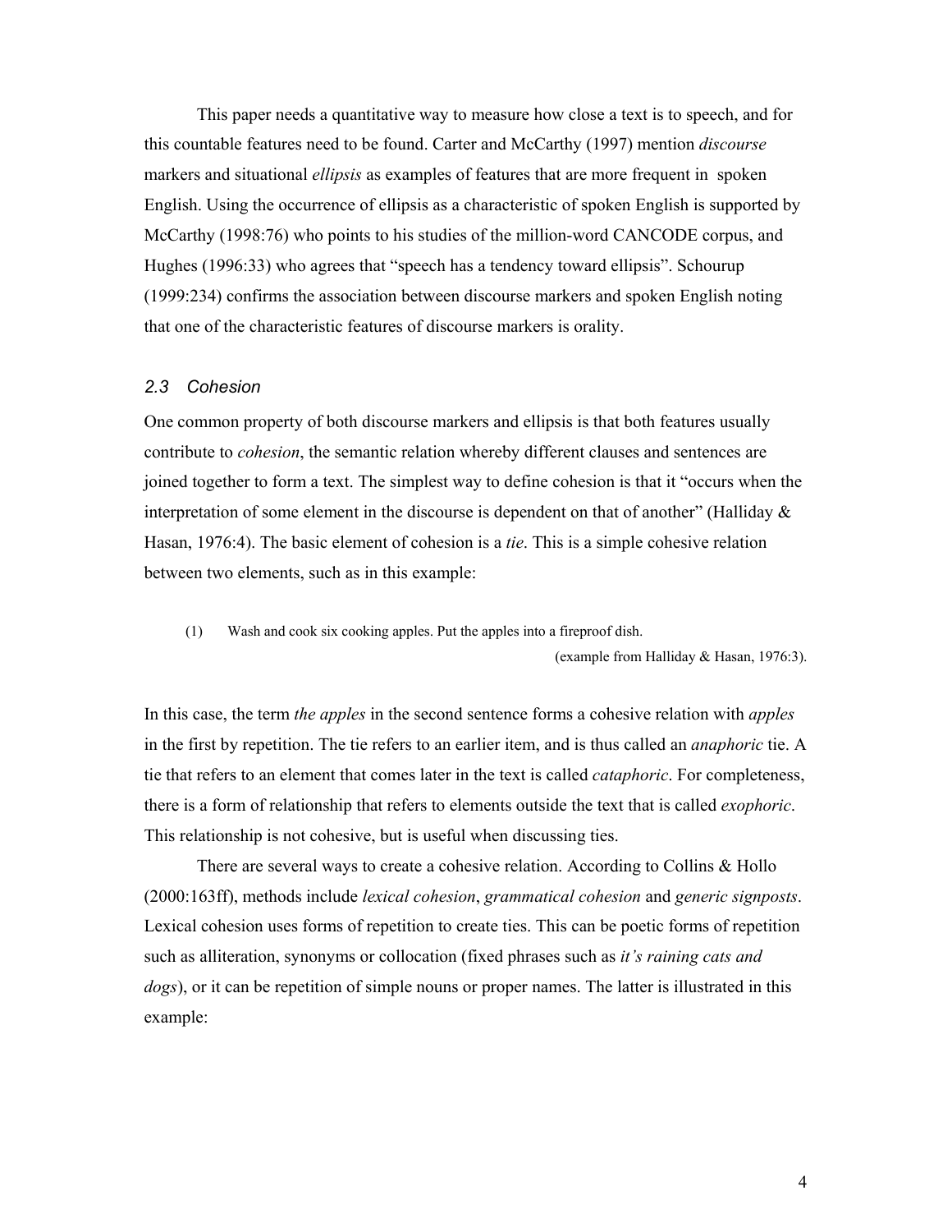This paper needs a quantitative way to measure how close a text is to speech, and for this countable features need to be found. Carter and McCarthy (1997) mention *discourse* markers and situational *ellipsis* as examples of features that are more frequent in spoken English. Using the occurrence of ellipsis as a characteristic of spoken English is supported by McCarthy (1998:76) who points to his studies of the million-word CANCODE corpus, and Hughes (1996:33) who agrees that "speech has a tendency toward ellipsis". Schourup (1999:234) confirms the association between discourse markers and spoken English noting that one of the characteristic features of discourse markers is orality.

### *2.3 Cohesion*

One common property of both discourse markers and ellipsis is that both features usually contribute to *cohesion*, the semantic relation whereby different clauses and sentences are joined together to form a text. The simplest way to define cohesion is that it "occurs when the interpretation of some element in the discourse is dependent on that of another" (Halliday & Hasan, 1976:4). The basic element of cohesion is a *tie*. This is a simple cohesive relation between two elements, such as in this example:

(1) Wash and cook six cooking apples. Put the apples into a fireproof dish.
(example from Halliday & Hasan, 1976:3).

In this case, the term *the apples* in the second sentence forms a cohesive relation with *apples* in the first by repetition. The tie refers to an earlier item, and is thus called an *anaphoric* tie. A tie that refers to an element that comes later in the text is called *cataphoric*. For completeness, there is a form of relationship that refers to elements outside the text that is called *exophoric*. This relationship is not cohesive, but is useful when discussing ties.

There are several ways to create a cohesive relation. According to Collins & Hollo (2000:163ff), methods include *lexical cohesion*, *grammatical cohesion* and *generic signposts*. Lexical cohesion uses forms of repetition to create ties. This can be poetic forms of repetition such as alliteration, synonyms or collocation (fixed phrases such as *it's raining cats and dogs*), or it can be repetition of simple nouns or proper names. The latter is illustrated in this example: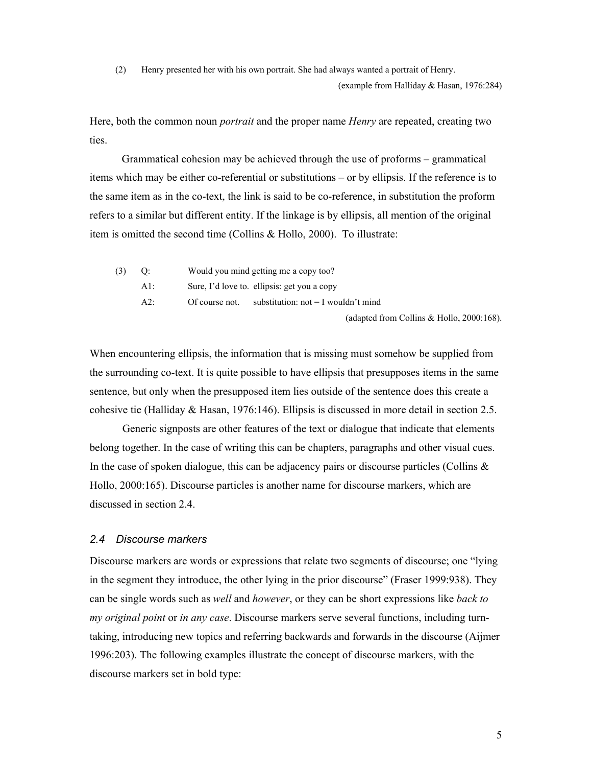(2) Henry presented her with his own portrait. She had always wanted a portrait of Henry.

(example from Halliday & Hasan, 1976:284)

Here, both the common noun *portrait* and the proper name *Henry* are repeated, creating two ties.

Grammatical cohesion may be achieved through the use of proforms – grammatical items which may be either co-referential or substitutions – or by ellipsis. If the reference is to the same item as in the co-text, the link is said to be co-reference, in substitution the proform refers to a similar but different entity. If the linkage is by ellipsis, all mention of the original item is omitted the second time (Collins & Hollo, 2000). To illustrate:

(3) Q: Would you mind getting me a copy too?

A1: Sure, I'd love to. ellipsis: get you a copy

A2: Of course not. substitution: not = I wouldn't mind

(adapted from Collins & Hollo, 2000:168).

When encountering ellipsis, the information that is missing must somehow be supplied from the surrounding co-text. It is quite possible to have ellipsis that presupposes items in the same sentence, but only when the presupposed item lies outside of the sentence does this create a cohesive tie (Halliday & Hasan, 1976:146). Ellipsis is discussed in more detail in section 2.5.

Generic signposts are other features of the text or dialogue that indicate that elements belong together. In the case of writing this can be chapters, paragraphs and other visual cues. In the case of spoken dialogue, this can be adjacency pairs or discourse particles (Collins & Hollo, 2000:165). Discourse particles is another name for discourse markers, which are discussed in section 2.4.

### *2.4 Discourse markers*

Discourse markers are words or expressions that relate two segments of discourse; one "lying in the segment they introduce, the other lying in the prior discourse" (Fraser 1999:938). They can be single words such as *well* and *however*, or they can be short expressions like *back to my original point* or *in any case*. Discourse markers serve several functions, including turn-taking, introducing new topics and referring backwards and forwards in the discourse (Aijmer 1996:203). The following examples illustrate the concept of discourse markers, with the discourse markers set in bold type: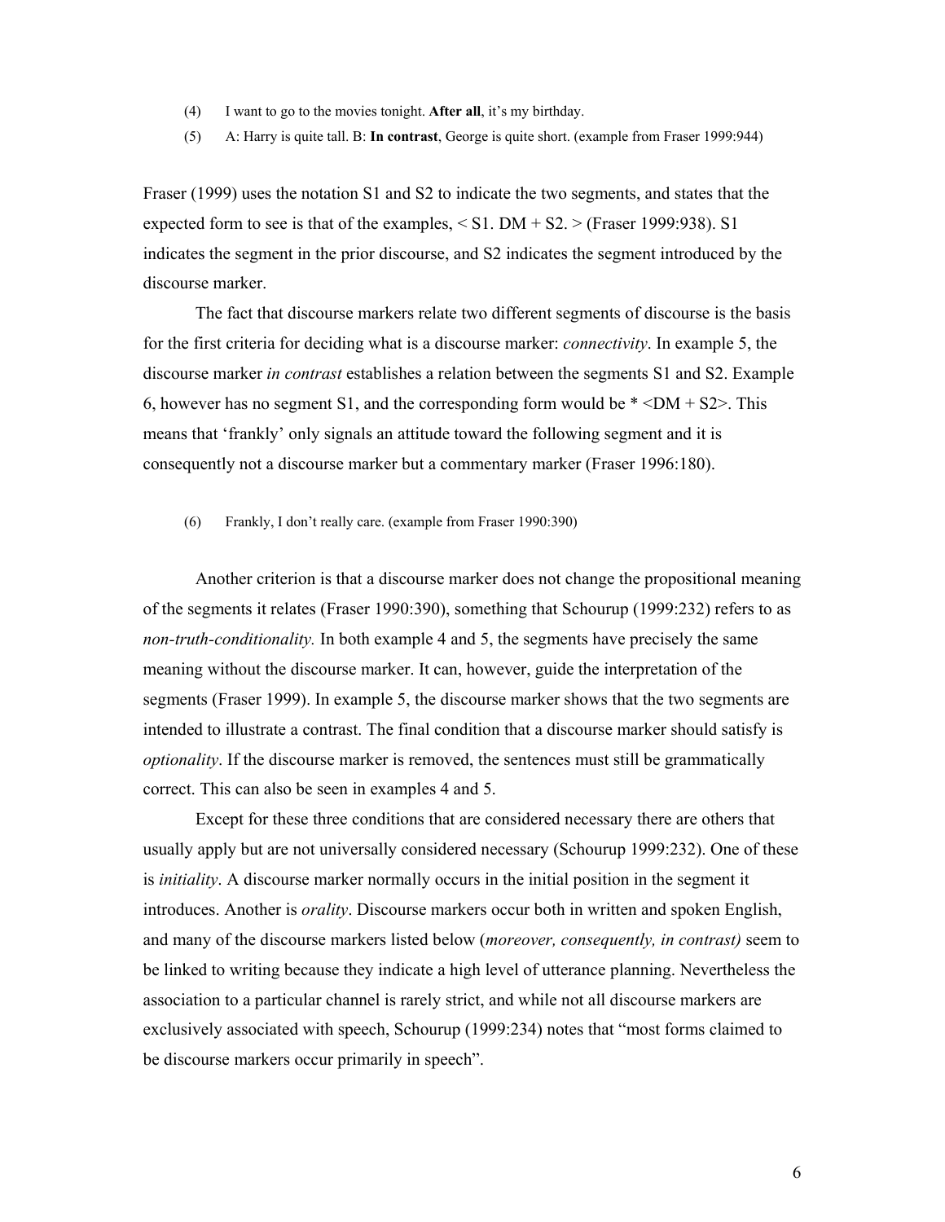(4) I want to go to the movies tonight. **After all**, it's my birthday.

(5) A: Harry is quite tall. B: **In contrast**, George is quite short. (example from Fraser 1999:944)

Fraser (1999) uses the notation S1 and S2 to indicate the two segments, and states that the expected form to see is that of the examples, < S1. DM + S2. > (Fraser 1999:938). S1 indicates the segment in the prior discourse, and S2 indicates the segment introduced by the discourse marker.

The fact that discourse markers relate two different segments of discourse is the basis for the first criteria for deciding what is a discourse marker: *connectivity*. In example 5, the discourse marker *in contrast* establishes a relation between the segments S1 and S2. Example 6, however has no segment S1, and the corresponding form would be * <DM + S2>. This means that 'frankly' only signals an attitude toward the following segment and it is consequently not a discourse marker but a commentary marker (Fraser 1996:180).

(6) Frankly, I don't really care. (example from Fraser 1990:390)

Another criterion is that a discourse marker does not change the propositional meaning of the segments it relates (Fraser 1990:390), something that Schourup (1999:232) refers to as *non-truth-conditionality.* In both example 4 and 5, the segments have precisely the same meaning without the discourse marker. It can, however, guide the interpretation of the segments (Fraser 1999). In example 5, the discourse marker shows that the two segments are intended to illustrate a contrast. The final condition that a discourse marker should satisfy is *optionality*. If the discourse marker is removed, the sentences must still be grammatically correct. This can also be seen in examples 4 and 5.

Except for these three conditions that are considered necessary there are others that usually apply but are not universally considered necessary (Schourup 1999:232). One of these is *initiality*. A discourse marker normally occurs in the initial position in the segment it introduces. Another is *orality*. Discourse markers occur both in written and spoken English, and many of the discourse markers listed below (*moreover, consequently, in contrast)* seem to be linked to writing because they indicate a high level of utterance planning. Nevertheless the association to a particular channel is rarely strict, and while not all discourse markers are exclusively associated with speech, Schourup (1999:234) notes that "most forms claimed to be discourse markers occur primarily in speech".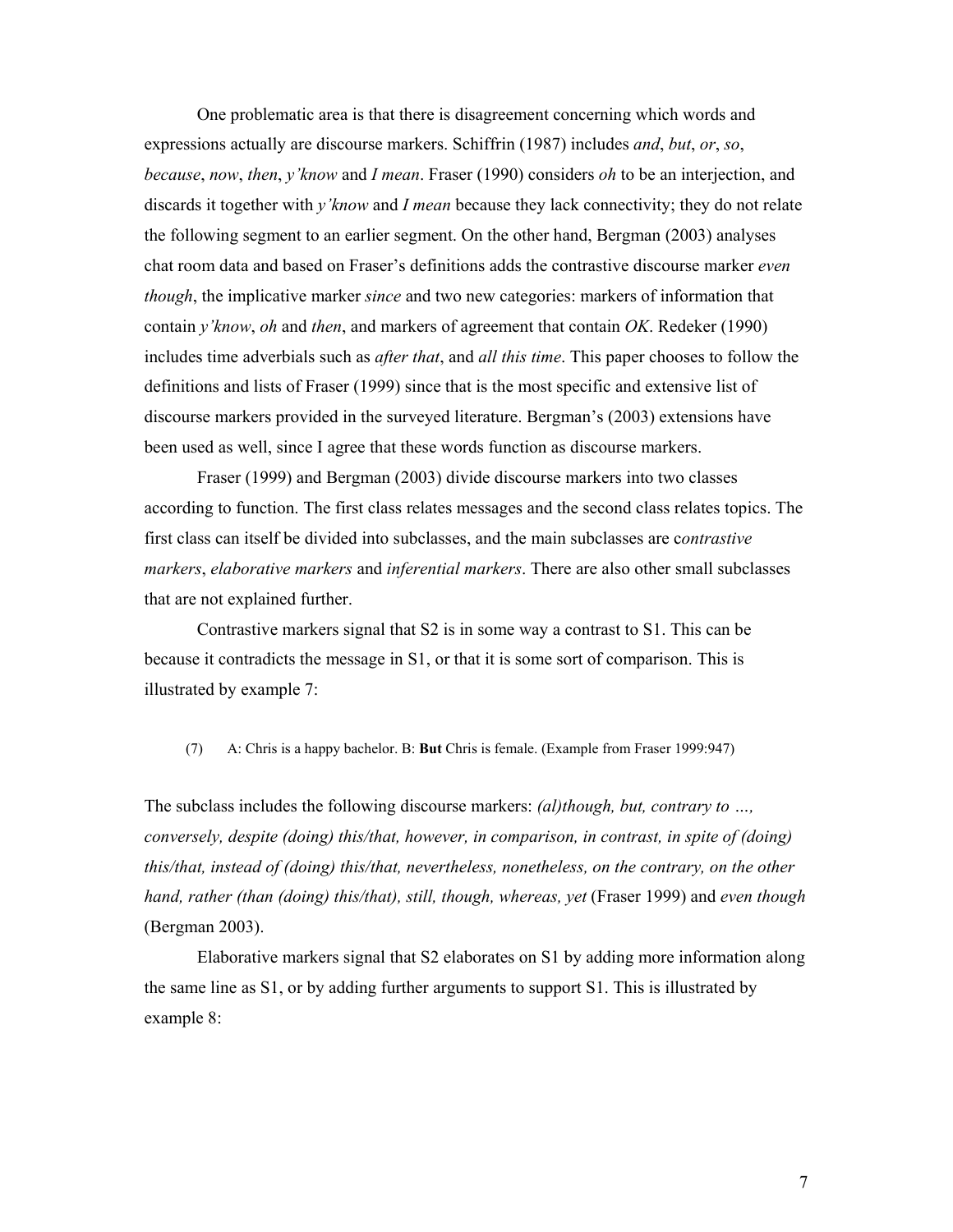One problematic area is that there is disagreement concerning which words and expressions actually are discourse markers. Schiffrin (1987) includes *and*, *but*, *or*, *so*, *because*, *now*, *then*, *y'know* and *I mean*. Fraser (1990) considers *oh* to be an interjection, and discards it together with *y'know* and *I mean* because they lack connectivity; they do not relate the following segment to an earlier segment. On the other hand, Bergman (2003) analyses chat room data and based on Fraser's definitions adds the contrastive discourse marker *even though*, the implicative marker *since* and two new categories: markers of information that contain *y'know*, *oh* and *then*, and markers of agreement that contain *OK*. Redeker (1990) includes time adverbials such as *after that*, and *all this time*. This paper chooses to follow the definitions and lists of Fraser (1999) since that is the most specific and extensive list of discourse markers provided in the surveyed literature. Bergman's (2003) extensions have been used as well, since I agree that these words function as discourse markers.

Fraser (1999) and Bergman (2003) divide discourse markers into two classes according to function. The first class relates messages and the second class relates topics. The first class can itself be divided into subclasses, and the main subclasses are c*ontrastive markers*, *elaborative markers* and *inferential markers*. There are also other small subclasses that are not explained further.

Contrastive markers signal that S2 is in some way a contrast to S1. This can be because it contradicts the message in S1, or that it is some sort of comparison. This is illustrated by example 7:

(7) A: Chris is a happy bachelor. B: **But** Chris is female. (Example from Fraser 1999:947)

The subclass includes the following discourse markers: *(al)though, but, contrary to …, conversely, despite (doing) this/that, however, in comparison, in contrast, in spite of (doing) this/that, instead of (doing) this/that, nevertheless, nonetheless, on the contrary, on the other hand, rather (than (doing) this/that), still, though, whereas, yet* (Fraser 1999) and *even though* (Bergman 2003).

Elaborative markers signal that S2 elaborates on S1 by adding more information along the same line as S1, or by adding further arguments to support S1. This is illustrated by example 8: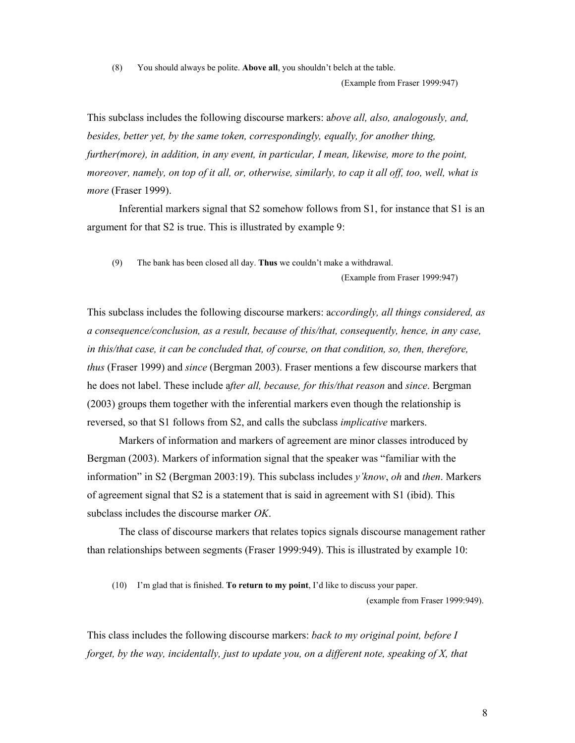(8) You should always be polite. **Above all**, you shouldn't belch at the table.

(Example from Fraser 1999:947)

This subclass includes the following discourse markers: a*bove all, also, analogously, and, besides, better yet, by the same token, correspondingly, equally, for another thing, further(more), in addition, in any event, in particular, I mean, likewise, more to the point, moreover, namely, on top of it all, or, otherwise, similarly, to cap it all off, too, well, what is more* (Fraser 1999).

Inferential markers signal that S2 somehow follows from S1, for instance that S1 is an argument for that S2 is true. This is illustrated by example 9:

(9) The bank has been closed all day. **Thus** we couldn't make a withdrawal.

(Example from Fraser 1999:947)

This subclass includes the following discourse markers: a*ccordingly, all things considered, as a consequence/conclusion, as a result, because of this/that, consequently, hence, in any case, in this/that case, it can be concluded that, of course, on that condition, so, then, therefore, thus* (Fraser 1999) and *since* (Bergman 2003). Fraser mentions a few discourse markers that he does not label. These include a*fter all, because, for this/that reason* and *since*. Bergman (2003) groups them together with the inferential markers even though the relationship is reversed, so that S1 follows from S2, and calls the subclass *implicative* markers.

Markers of information and markers of agreement are minor classes introduced by Bergman (2003). Markers of information signal that the speaker was "familiar with the information" in S2 (Bergman 2003:19). This subclass includes *y'know*, *oh* and *then*. Markers of agreement signal that S2 is a statement that is said in agreement with S1 (ibid). This subclass includes the discourse marker *OK*.

The class of discourse markers that relates topics signals discourse management rather than relationships between segments (Fraser 1999:949). This is illustrated by example 10:

(10) I'm glad that is finished. **To return to my point**, I'd like to discuss your paper.

(example from Fraser 1999:949).

This class includes the following discourse markers: *back to my original point, before I forget, by the way, incidentally, just to update you, on a different note, speaking of X, that*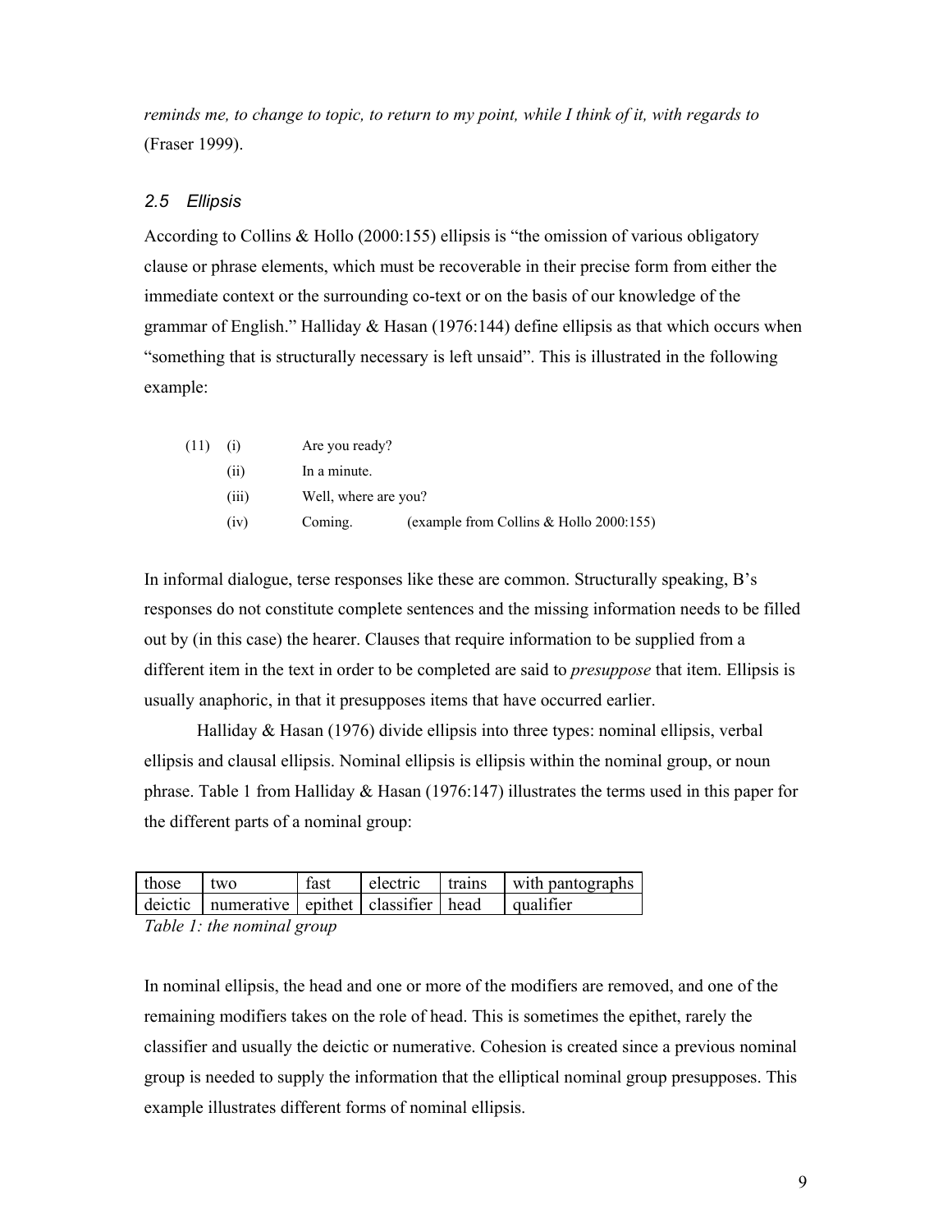*reminds me, to change to topic, to return to my point, while I think of it, with regards to* (Fraser 1999).

### *2.5 Ellipsis*

According to Collins & Hollo (2000:155) ellipsis is "the omission of various obligatory clause or phrase elements, which must be recoverable in their precise form from either the immediate context or the surrounding co-text or on the basis of our knowledge of the grammar of English." Halliday & Hasan (1976:144) define ellipsis as that which occurs when "something that is structurally necessary is left unsaid". This is illustrated in the following example:

(11) (i) Are you ready?
(ii) In a minute.
(iii) Well, where are you?
(iv) Coming. (example from Collins & Hollo 2000:155)

In informal dialogue, terse responses like these are common. Structurally speaking, B's responses do not constitute complete sentences and the missing information needs to be filled out by (in this case) the hearer. Clauses that require information to be supplied from a different item in the text in order to be completed are said to *presuppose* that item. Ellipsis is usually anaphoric, in that it presupposes items that have occurred earlier.

Halliday & Hasan (1976) divide ellipsis into three types: nominal ellipsis, verbal ellipsis and clausal ellipsis. Nominal ellipsis is ellipsis within the nominal group, or noun phrase. Table 1 from Halliday & Hasan (1976:147) illustrates the terms used in this paper for the different parts of a nominal group:

| those | two | fast | electric | trains | with pantographs |
|---|---|---|---|---|---|
| deictic | numerative | epithet | classifier | head | qualifier |

*Table 1: the nominal group*

In nominal ellipsis, the head and one or more of the modifiers are removed, and one of the remaining modifiers takes on the role of head. This is sometimes the epithet, rarely the classifier and usually the deictic or numerative. Cohesion is created since a previous nominal group is needed to supply the information that the elliptical nominal group presupposes. This example illustrates different forms of nominal ellipsis.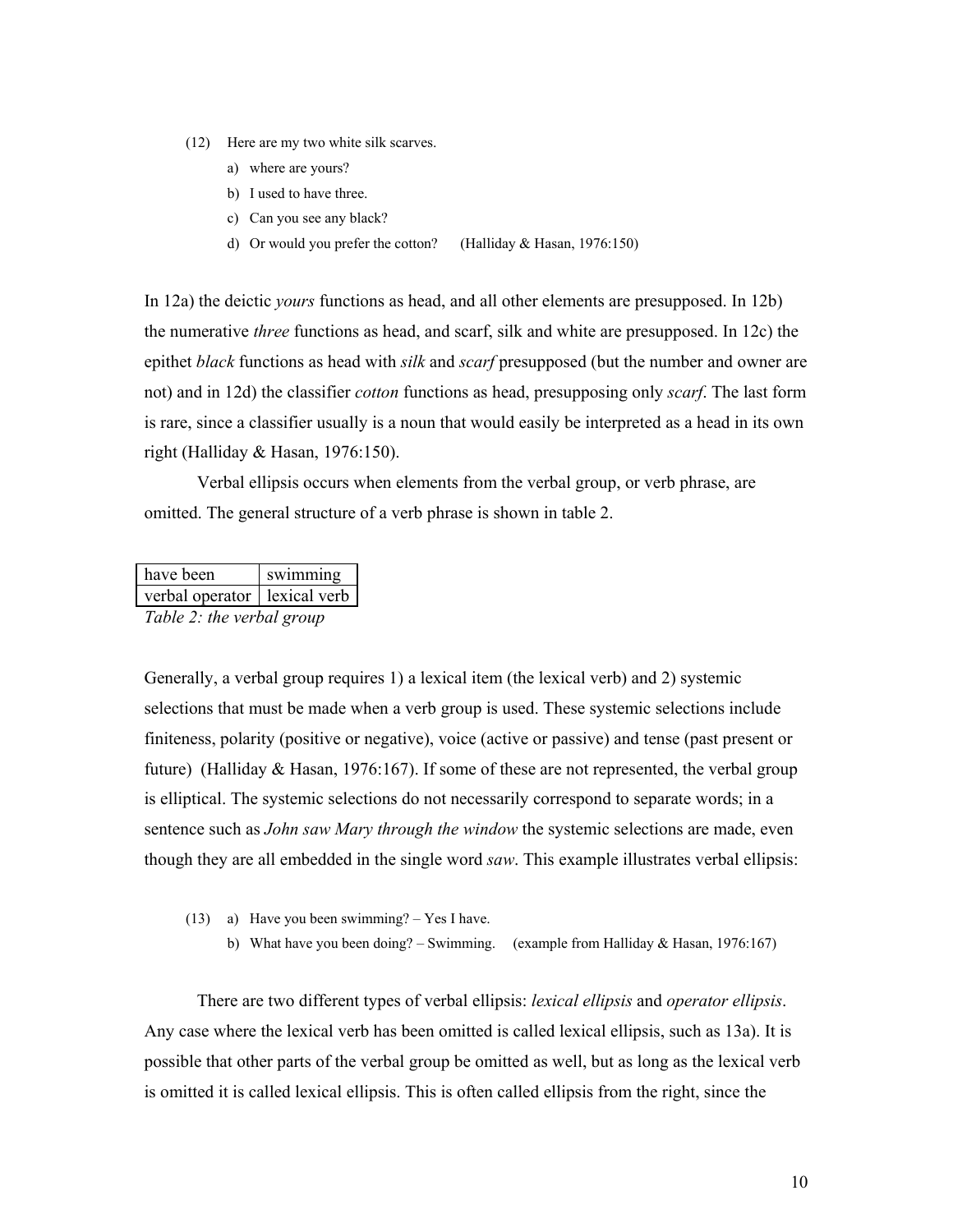(12) Here are my two white silk scarves.

a) where are yours?
b) I used to have three.
c) Can you see any black?
d) Or would you prefer the cotton? (Halliday & Hasan, 1976:150)

In 12a) the deictic *yours* functions as head, and all other elements are presupposed. In 12b) the numerative *three* functions as head, and scarf, silk and white are presupposed. In 12c) the epithet *black* functions as head with *silk* and *scarf* presupposed (but the number and owner are not) and in 12d) the classifier *cotton* functions as head, presupposing only *scarf*. The last form is rare, since a classifier usually is a noun that would easily be interpreted as a head in its own right (Halliday & Hasan, 1976:150).

Verbal ellipsis occurs when elements from the verbal group, or verb phrase, are omitted. The general structure of a verb phrase is shown in table 2.

| have been | swimming |
|---|---|
| verbal operator | lexical verb |

*Table 2: the verbal group*

Generally, a verbal group requires 1) a lexical item (the lexical verb) and 2) systemic selections that must be made when a verb group is used. These systemic selections include finiteness, polarity (positive or negative), voice (active or passive) and tense (past present or future) (Halliday & Hasan, 1976:167). If some of these are not represented, the verbal group is elliptical. The systemic selections do not necessarily correspond to separate words; in a sentence such as *John saw Mary through the window* the systemic selections are made, even though they are all embedded in the single word *saw*. This example illustrates verbal ellipsis:

(13) a) Have you been swimming? – Yes I have.
b) What have you been doing? – Swimming. (example from Halliday & Hasan, 1976:167)

There are two different types of verbal ellipsis: *lexical ellipsis* and *operator ellipsis*. Any case where the lexical verb has been omitted is called lexical ellipsis, such as 13a). It is possible that other parts of the verbal group be omitted as well, but as long as the lexical verb is omitted it is called lexical ellipsis. This is often called ellipsis from the right, since the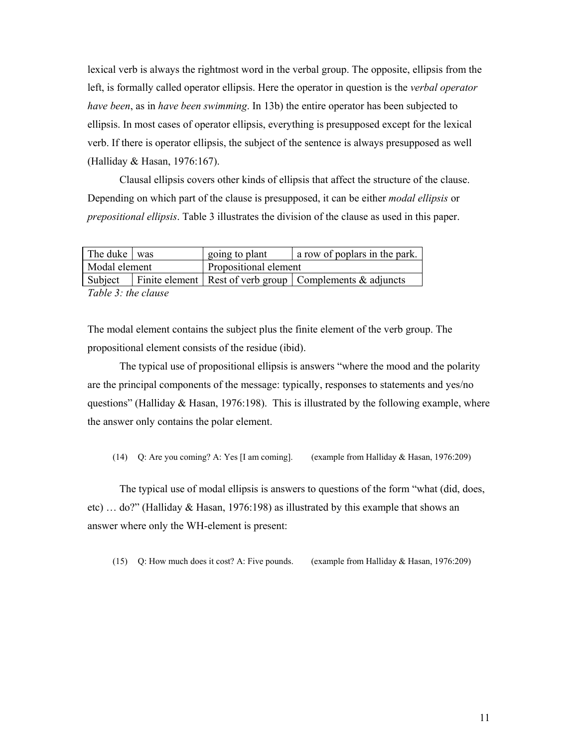lexical verb is always the rightmost word in the verbal group. The opposite, ellipsis from the left, is formally called operator ellipsis. Here the operator in question is the *verbal operator have been*, as in *have been swimming*. In 13b) the entire operator has been subjected to ellipsis. In most cases of operator ellipsis, everything is presupposed except for the lexical verb. If there is operator ellipsis, the subject of the sentence is always presupposed as well (Halliday & Hasan, 1976:167).

Clausal ellipsis covers other kinds of ellipsis that affect the structure of the clause. Depending on which part of the clause is presupposed, it can be either *modal ellipsis* or *prepositional ellipsis*. Table 3 illustrates the division of the clause as used in this paper.

| The duke | was | going to plant | a row of poplars in the park. |
|---|---|---|---|
| Modal element | | Propositional element | |
| Subject | Finite element | Rest of verb group | Complements & adjuncts |

*Table 3: the clause*

The modal element contains the subject plus the finite element of the verb group. The propositional element consists of the residue (ibid).

The typical use of propositional ellipsis is answers "where the mood and the polarity are the principal components of the message: typically, responses to statements and yes/no questions" (Halliday & Hasan, 1976:198). This is illustrated by the following example, where the answer only contains the polar element.

(14) Q: Are you coming? A: Yes [I am coming]. (example from Halliday & Hasan, 1976:209)

The typical use of modal ellipsis is answers to questions of the form "what (did, does, etc) … do?" (Halliday & Hasan, 1976:198) as illustrated by this example that shows an answer where only the WH-element is present:

(15) Q: How much does it cost? A: Five pounds. (example from Halliday & Hasan, 1976:209)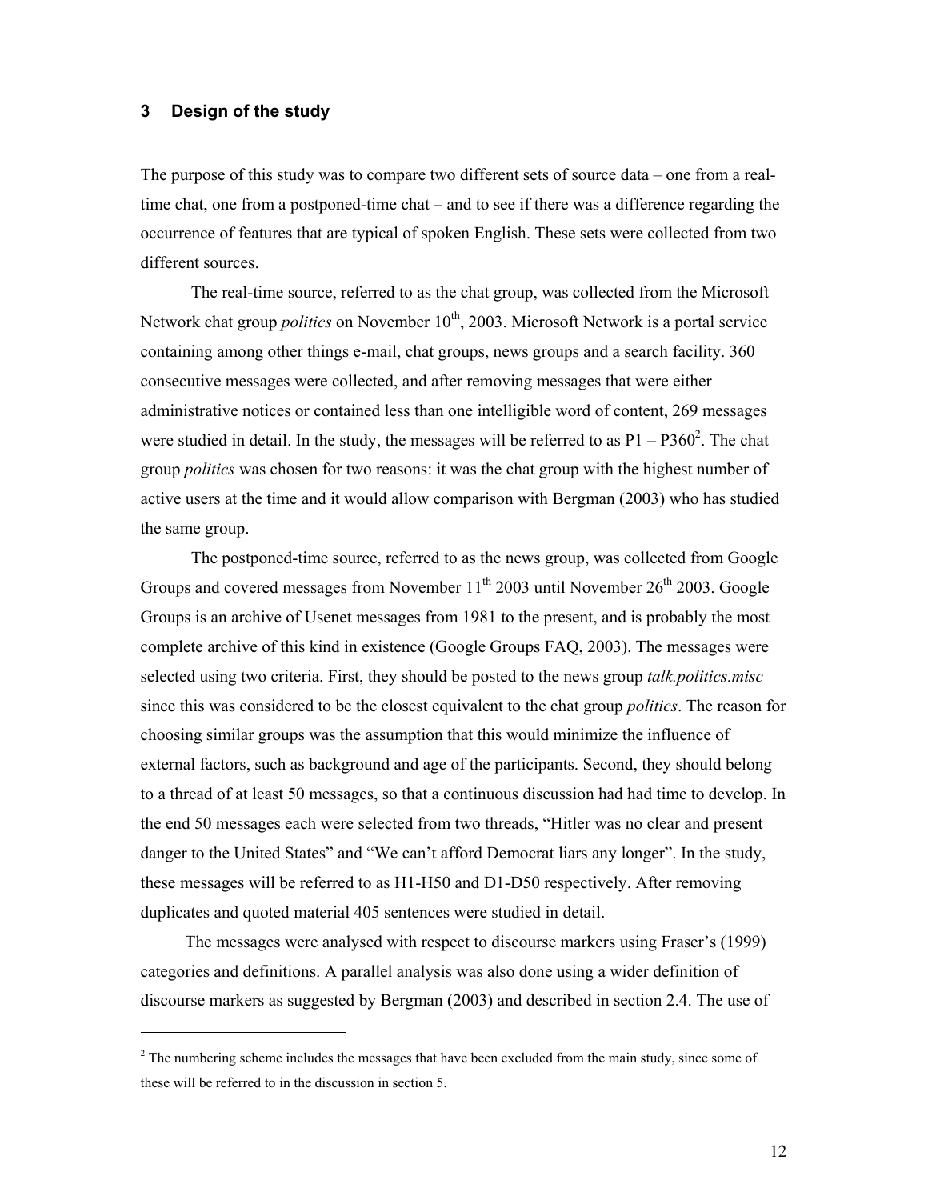## 3 Design of the study

The purpose of this study was to compare two different sets of source data – one from a real-time chat, one from a postponed-time chat – and to see if there was a difference regarding the occurrence of features that are typical of spoken English. These sets were collected from two different sources.

The real-time source, referred to as the chat group, was collected from the Microsoft Network chat group *politics* on November 10th, 2003. Microsoft Network is a portal service containing among other things e-mail, chat groups, news groups and a search facility. 360 consecutive messages were collected, and after removing messages that were either administrative notices or contained less than one intelligible word of content, 269 messages were studied in detail. In the study, the messages will be referred to as P1 – P360[2]. The chat group *politics* was chosen for two reasons: it was the chat group with the highest number of active users at the time and it would allow comparison with Bergman (2003) who has studied the same group.

The postponed-time source, referred to as the news group, was collected from Google Groups and covered messages from November 11th 2003 until November 26th 2003. Google Groups is an archive of Usenet messages from 1981 to the present, and is probably the most complete archive of this kind in existence (Google Groups FAQ, 2003). The messages were selected using two criteria. First, they should be posted to the news group *talk.politics.misc* since this was considered to be the closest equivalent to the chat group *politics*. The reason for choosing similar groups was the assumption that this would minimize the influence of external factors, such as background and age of the participants. Second, they should belong to a thread of at least 50 messages, so that a continuous discussion had had time to develop. In the end 50 messages each were selected from two threads, "Hitler was no clear and present danger to the United States" and "We can't afford Democrat liars any longer". In the study, these messages will be referred to as H1-H50 and D1-D50 respectively. After removing duplicates and quoted material 405 sentences were studied in detail.

The messages were analysed with respect to discourse markers using Fraser's (1999) categories and definitions. A parallel analysis was also done using a wider definition of discourse markers as suggested by Bergman (2003) and described in section 2.4. The use of

[2] The numbering scheme includes the messages that have been excluded from the main study, since some of these will be referred to in the discussion in section 5.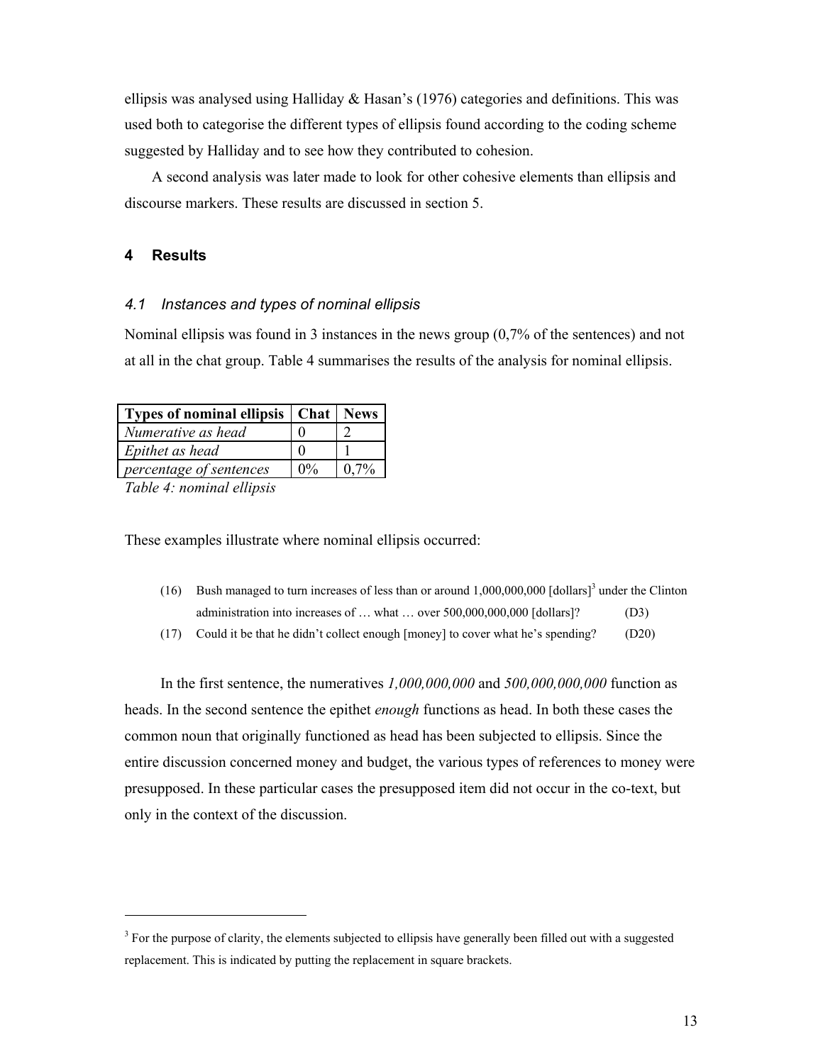ellipsis was analysed using Halliday & Hasan's (1976) categories and definitions. This was used both to categorise the different types of ellipsis found according to the coding scheme suggested by Halliday and to see how they contributed to cohesion.

A second analysis was later made to look for other cohesive elements than ellipsis and discourse markers. These results are discussed in section 5.

## 4 Results

### *4.1 Instances and types of nominal ellipsis*

Nominal ellipsis was found in 3 instances in the news group (0,7% of the sentences) and not at all in the chat group. Table 4 summarises the results of the analysis for nominal ellipsis.

| **Types of nominal ellipsis** | **Chat** | **News** |
|---|---|---|
| *Numerative as head* | 0 | 2 |
| *Epithet as head* | 0 | 1 |
| *percentage of sentences* | 0% | 0,7% |

*Table 4: nominal ellipsis*

These examples illustrate where nominal ellipsis occurred:

(16) Bush managed to turn increases of less than or around 1,000,000,000 [dollars][3] under the Clinton administration into increases of … what … over 500,000,000,000 [dollars]? (D3)

(17) Could it be that he didn't collect enough [money] to cover what he's spending? (D20)

In the first sentence, the numeratives *1,000,000,000* and *500,000,000,000* function as heads. In the second sentence the epithet *enough* functions as head. In both these cases the common noun that originally functioned as head has been subjected to ellipsis. Since the entire discussion concerned money and budget, the various types of references to money were presupposed. In these particular cases the presupposed item did not occur in the co-text, but only in the context of the discussion.

---

[3] For the purpose of clarity, the elements subjected to ellipsis have generally been filled out with a suggested replacement. This is indicated by putting the replacement in square brackets.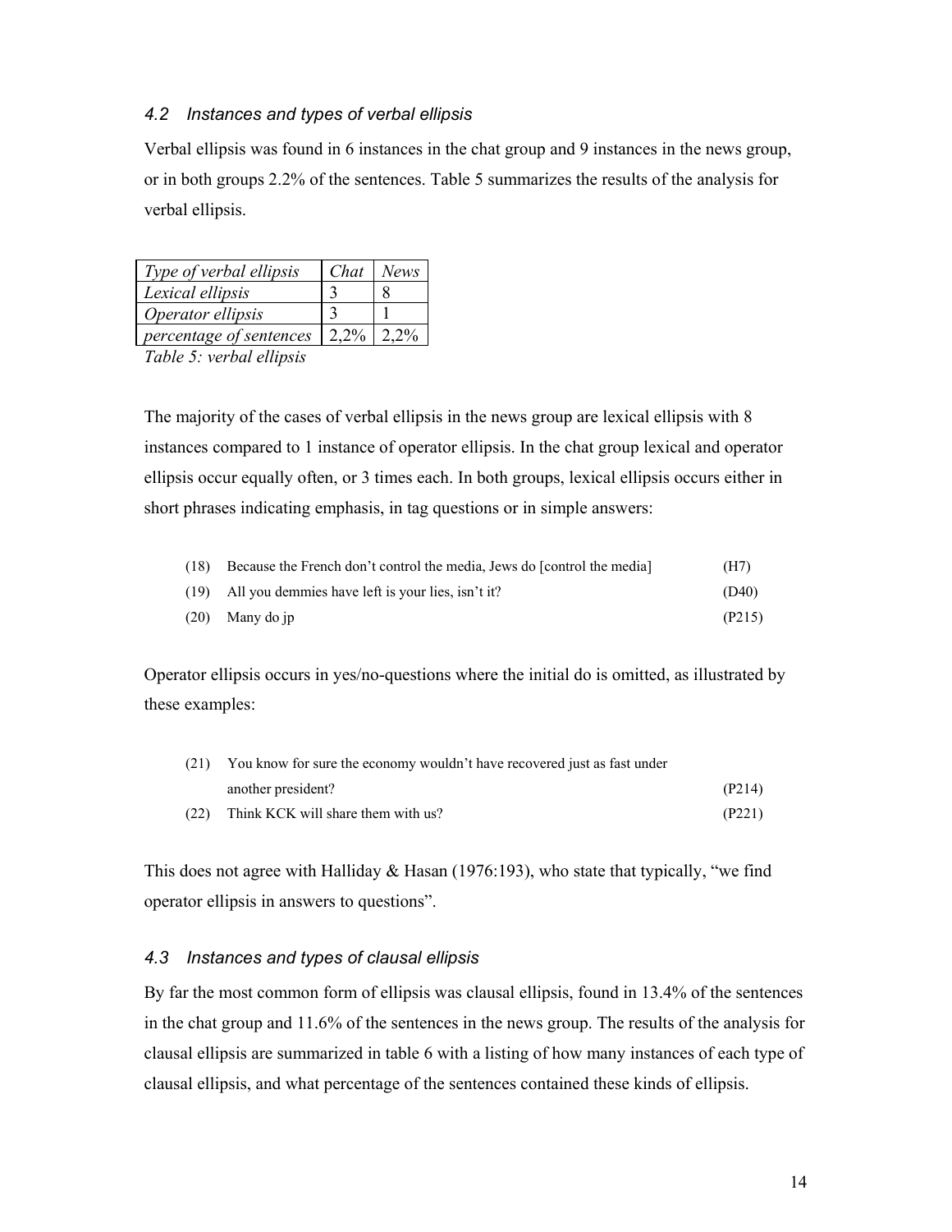### *4.2 Instances and types of verbal ellipsis*

Verbal ellipsis was found in 6 instances in the chat group and 9 instances in the news group, or in both groups 2.2% of the sentences. Table 5 summarizes the results of the analysis for verbal ellipsis.

| *Type of verbal ellipsis* | *Chat* | *News* |
|---|---|---|
| *Lexical ellipsis* | 3 | 8 |
| *Operator ellipsis* | 3 | 1 |
| *percentage of sentences* | 2,2% | 2,2% |

*Table 5: verbal ellipsis*

The majority of the cases of verbal ellipsis in the news group are lexical ellipsis with 8 instances compared to 1 instance of operator ellipsis. In the chat group lexical and operator ellipsis occur equally often, or 3 times each. In both groups, lexical ellipsis occurs either in short phrases indicating emphasis, in tag questions or in simple answers:

(18) Because the French don't control the media, Jews do [control the media] (H7)

(19) All you demmies have left is your lies, isn't it? (D40)

(20) Many do jp (P215)

Operator ellipsis occurs in yes/no-questions where the initial do is omitted, as illustrated by these examples:

(21) You know for sure the economy wouldn't have recovered just as fast under another president? (P214)

(22) Think KCK will share them with us? (P221)

This does not agree with Halliday & Hasan (1976:193), who state that typically, "we find operator ellipsis in answers to questions".

### *4.3 Instances and types of clausal ellipsis*

By far the most common form of ellipsis was clausal ellipsis, found in 13.4% of the sentences in the chat group and 11.6% of the sentences in the news group. The results of the analysis for clausal ellipsis are summarized in table 6 with a listing of how many instances of each type of clausal ellipsis, and what percentage of the sentences contained these kinds of ellipsis.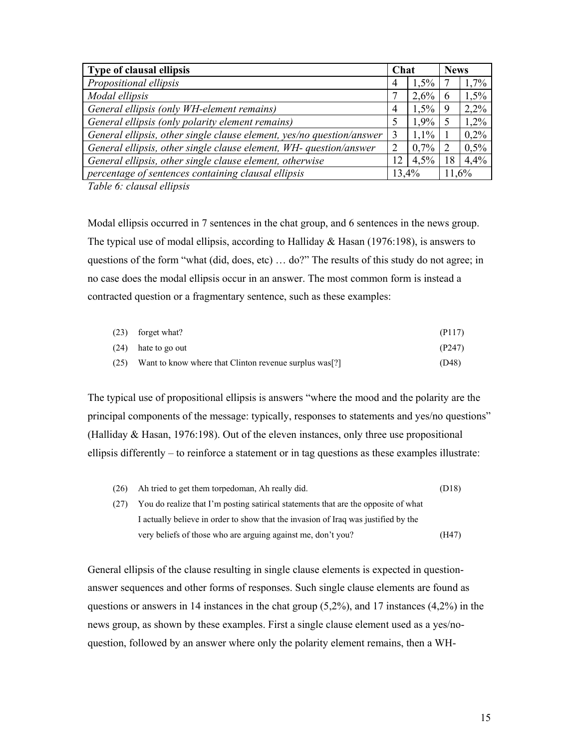| Type of clausal ellipsis | Chat | | News | |
|---|---|---|---|---|
| *Propositional ellipsis* | 4 | 1,5% | 7 | 1,7% |
| *Modal ellipsis* | 7 | 2,6% | 6 | 1,5% |
| *General ellipsis (only WH-element remains)* | 4 | 1,5% | 9 | 2,2% |
| *General ellipsis (only polarity element remains)* | 5 | 1,9% | 5 | 1,2% |
| *General ellipsis, other single clause element, yes/no question/answer* | 3 | 1,1% | 1 | 0,2% |
| *General ellipsis, other single clause element, WH- question/answer* | 2 | 0,7% | 2 | 0,5% |
| *General ellipsis, other single clause element, otherwise* | 12 | 4,5% | 18 | 4,4% |
| *percentage of sentences containing clausal ellipsis* | 13,4% | | 11,6% | |

*Table 6: clausal ellipsis*

Modal ellipsis occurred in 7 sentences in the chat group, and 6 sentences in the news group. The typical use of modal ellipsis, according to Halliday & Hasan (1976:198), is answers to questions of the form "what (did, does, etc) … do?" The results of this study do not agree; in no case does the modal ellipsis occur in an answer. The most common form is instead a contracted question or a fragmentary sentence, such as these examples:

(23) forget what? (P117)

(24) hate to go out (P247)

(25) Want to know where that Clinton revenue surplus was[?] (D48)

The typical use of propositional ellipsis is answers "where the mood and the polarity are the principal components of the message: typically, responses to statements and yes/no questions" (Halliday & Hasan, 1976:198). Out of the eleven instances, only three use propositional ellipsis differently – to reinforce a statement or in tag questions as these examples illustrate:

(26) Ah tried to get them torpedoman, Ah really did. (D18)

(27) You do realize that I'm posting satirical statements that are the opposite of what I actually believe in order to show that the invasion of Iraq was justified by the very beliefs of those who are arguing against me, don't you? (H47)

General ellipsis of the clause resulting in single clause elements is expected in question-answer sequences and other forms of responses. Such single clause elements are found as questions or answers in 14 instances in the chat group (5,2%), and 17 instances (4,2%) in the news group, as shown by these examples. First a single clause element used as a yes/no-question, followed by an answer where only the polarity element remains, then a WH-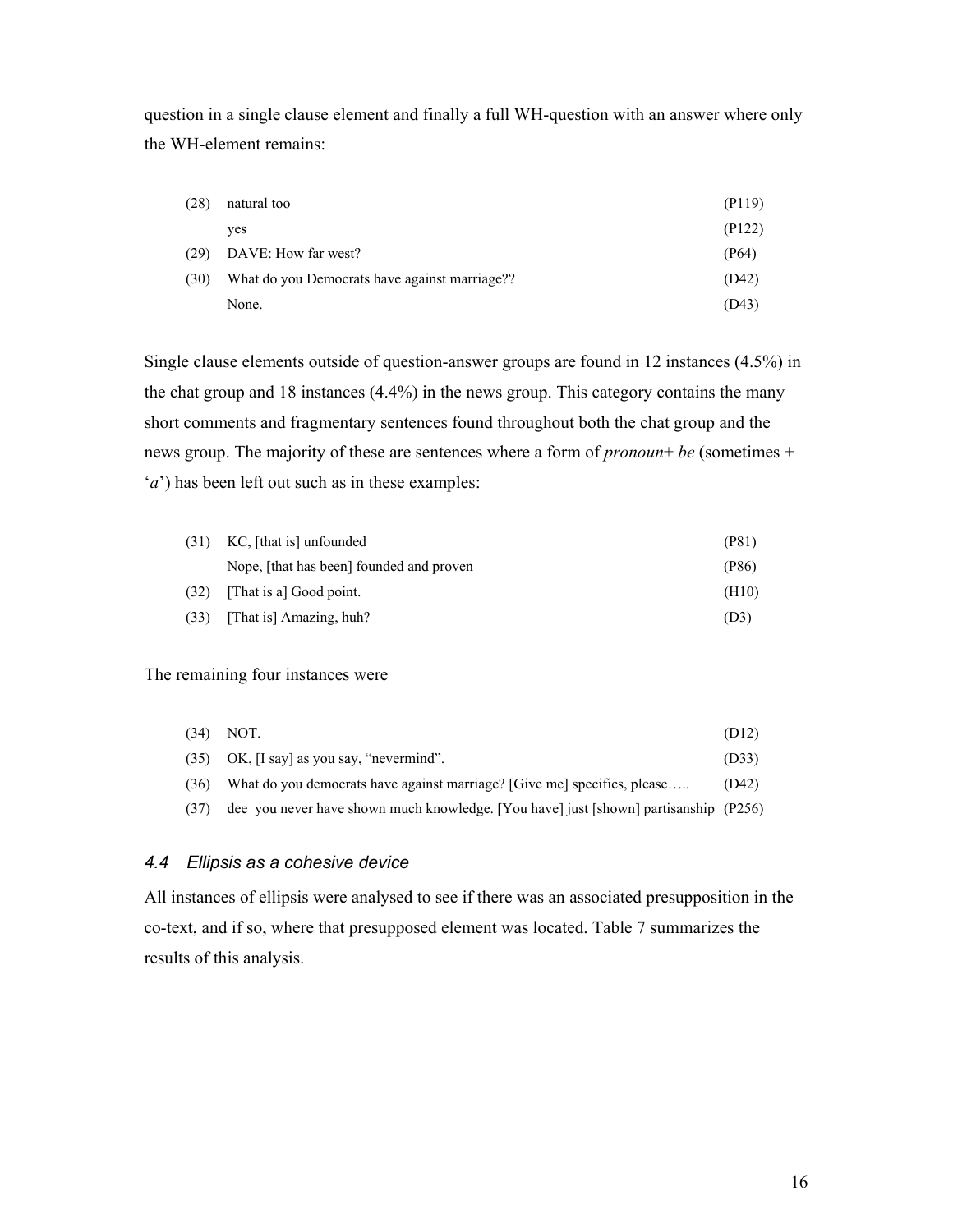question in a single clause element and finally a full WH-question with an answer where only the WH-element remains:

| | | |
|---|---|---|
| (28) | natural too | (P119) |
| | yes | (P122) |
| (29) | DAVE: How far west? | (P64) |
| (30) | What do you Democrats have against marriage?? | (D42) |
| | None. | (D43) |

Single clause elements outside of question-answer groups are found in 12 instances (4.5%) in the chat group and 18 instances (4.4%) in the news group. This category contains the many short comments and fragmentary sentences found throughout both the chat group and the news group. The majority of these are sentences where a form of *pronoun*+ *be* (sometimes + '*a*') has been left out such as in these examples:

| | | |
|---|---|---|
| (31) | KC, [that is] unfounded | (P81) |
| | Nope, [that has been] founded and proven | (P86) |
| (32) | [That is a] Good point. | (H10) |
| (33) | [That is] Amazing, huh? | (D3) |

The remaining four instances were

| | | |
|---|---|---|
| (34) | NOT. | (D12) |
| (35) | OK, [I say] as you say, "nevermind". | (D33) |
| (36) | What do you democrats have against marriage? [Give me] specifics, please….. | (D42) |
| (37) | dee you never have shown much knowledge. [You have] just [shown] partisanship | (P256) |

### *4.4 Ellipsis as a cohesive device*

All instances of ellipsis were analysed to see if there was an associated presupposition in the co-text, and if so, where that presupposed element was located. Table 7 summarizes the results of this analysis.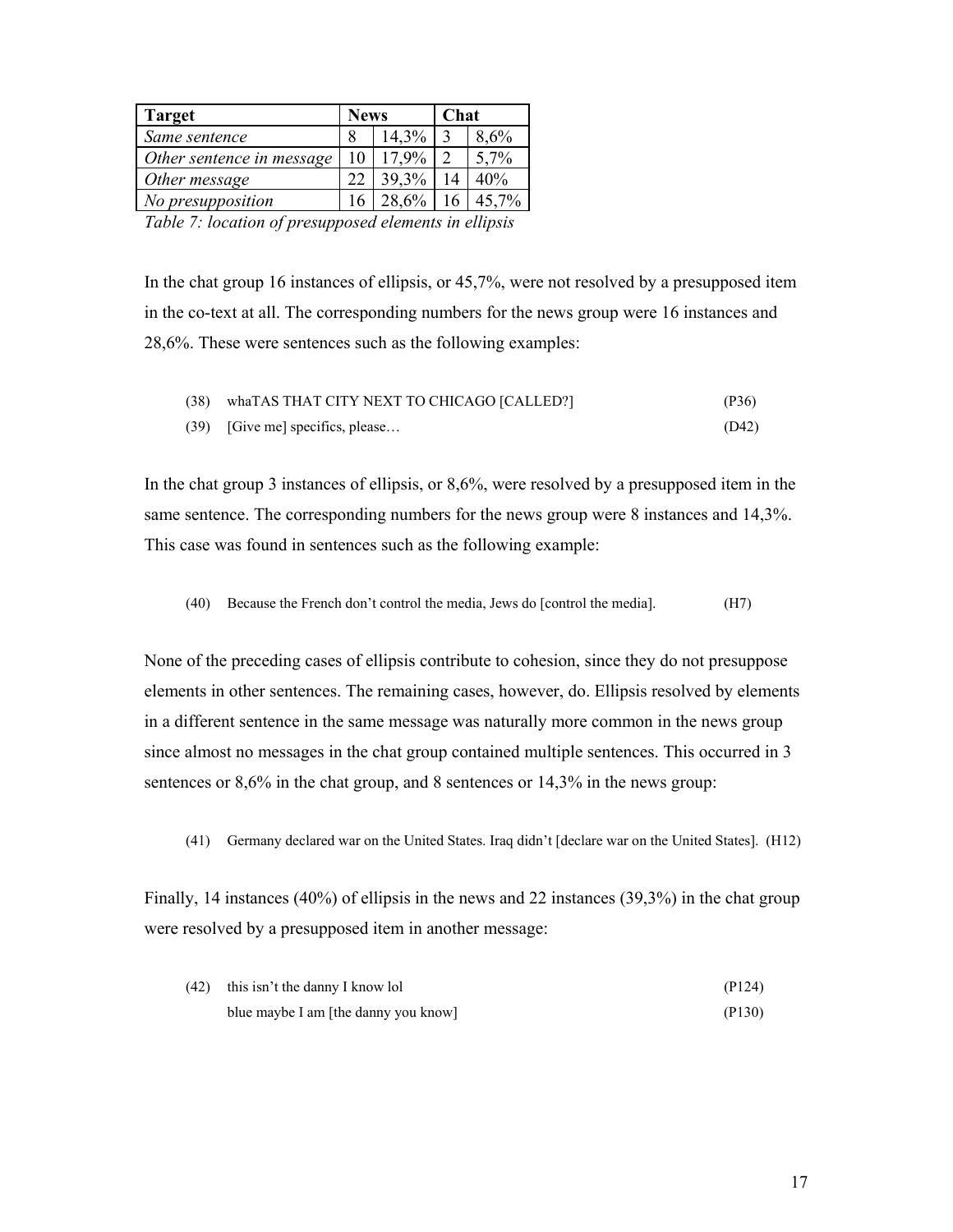| Target | News | | Chat | |
|---|---|---|---|---|
| *Same sentence* | 8 | 14,3% | 3 | 8,6% |
| *Other sentence in message* | 10 | 17,9% | 2 | 5,7% |
| *Other message* | 22 | 39,3% | 14 | 40% |
| *No presupposition* | 16 | 28,6% | 16 | 45,7% |

*Table 7: location of presupposed elements in ellipsis*

In the chat group 16 instances of ellipsis, or 45,7%, were not resolved by a presupposed item in the co-text at all. The corresponding numbers for the news group were 16 instances and 28,6%. These were sentences such as the following examples:

(38) whaTAS THAT CITY NEXT TO CHICAGO [CALLED?] (P36)

(39) [Give me] specifics, please… (D42)

In the chat group 3 instances of ellipsis, or 8,6%, were resolved by a presupposed item in the same sentence. The corresponding numbers for the news group were 8 instances and 14,3%. This case was found in sentences such as the following example:

(40) Because the French don't control the media, Jews do [control the media]. (H7)

None of the preceding cases of ellipsis contribute to cohesion, since they do not presuppose elements in other sentences. The remaining cases, however, do. Ellipsis resolved by elements in a different sentence in the same message was naturally more common in the news group since almost no messages in the chat group contained multiple sentences. This occurred in 3 sentences or 8,6% in the chat group, and 8 sentences or 14,3% in the news group:

(41) Germany declared war on the United States. Iraq didn't [declare war on the United States]. (H12)

Finally, 14 instances (40%) of ellipsis in the news and 22 instances (39,3%) in the chat group were resolved by a presupposed item in another message:

(42) this isn't the danny I know lol (P124)
blue maybe I am [the danny you know] (P130)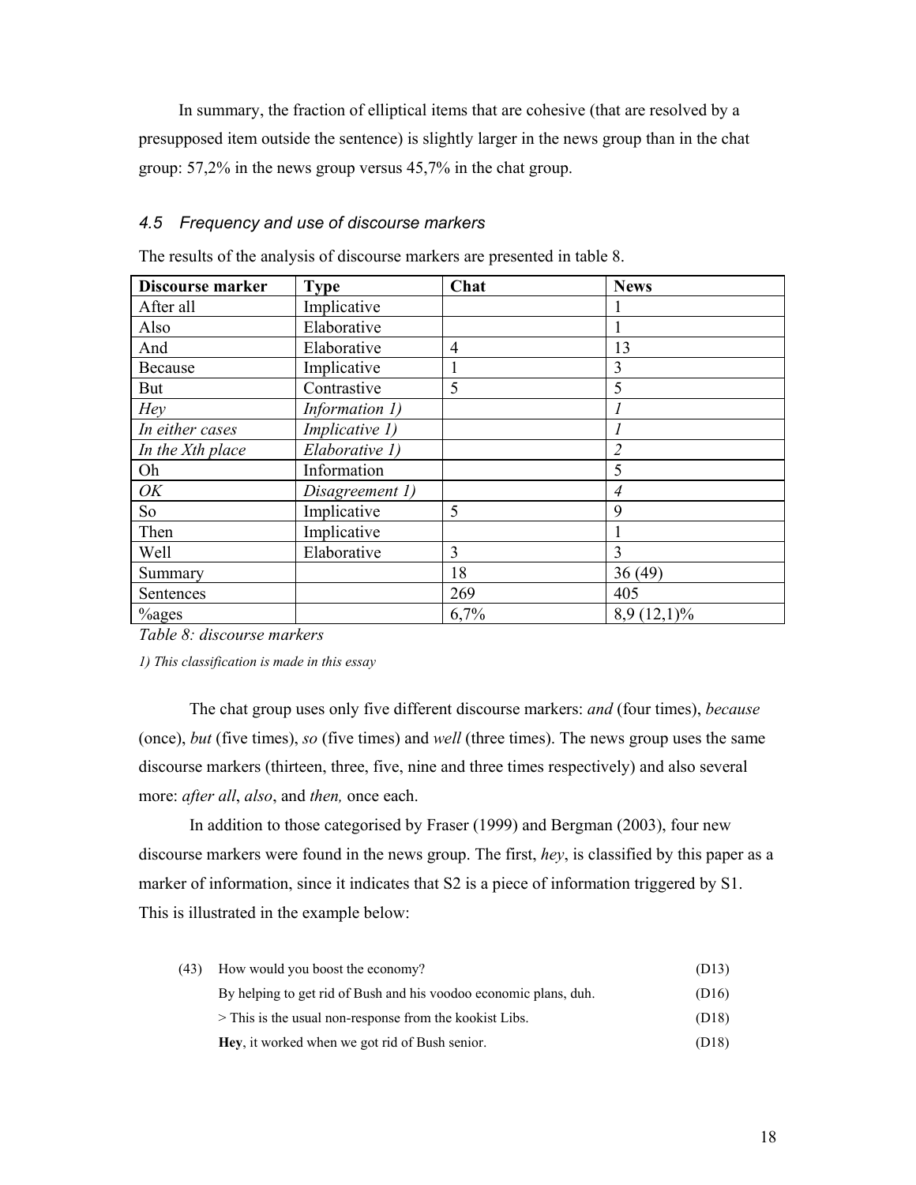In summary, the fraction of elliptical items that are cohesive (that are resolved by a presupposed item outside the sentence) is slightly larger in the news group than in the chat group: 57,2% in the news group versus 45,7% in the chat group.

### *4.5 Frequency and use of discourse markers*

The results of the analysis of discourse markers are presented in table 8.

| **Discourse marker** | **Type** | **Chat** | **News** |
|---|---|---|---|
| After all | Implicative | | 1 |
| Also | Elaborative | | 1 |
| And | Elaborative | 4 | 13 |
| Because | Implicative | 1 | 3 |
| But | Contrastive | 5 | 5 |
| *Hey* | *Information 1)* | | *1* |
| *In either cases* | *Implicative 1)* | | *1* |
| *In the Xth place* | *Elaborative 1)* | | *2* |
| Oh | Information | | 5 |
| *OK* | *Disagreement 1)* | | *4* |
| So | Implicative | 5 | 9 |
| Then | Implicative | | 1 |
| Well | Elaborative | 3 | 3 |
| Summary | | 18 | 36 (49) |
| Sentences | | 269 | 405 |
| %ages | | 6,7% | 8,9 (12,1)% |

*Table 8: discourse markers*

*1) This classification is made in this essay*

The chat group uses only five different discourse markers: *and* (four times), *because* (once), *but* (five times), *so* (five times) and *well* (three times). The news group uses the same discourse markers (thirteen, three, five, nine and three times respectively) and also several more: *after all*, *also*, and *then,* once each.

In addition to those categorised by Fraser (1999) and Bergman (2003), four new discourse markers were found in the news group. The first, *hey*, is classified by this paper as a marker of information, since it indicates that S2 is a piece of information triggered by S1. This is illustrated in the example below:

| (43) | How would you boost the economy? | (D13) |
|---|---|---|
| | By helping to get rid of Bush and his voodoo economic plans, duh. | (D16) |
| | > This is the usual non-response from the kookist Libs. | (D18) |
| | **Hey**, it worked when we got rid of Bush senior. | (D18) |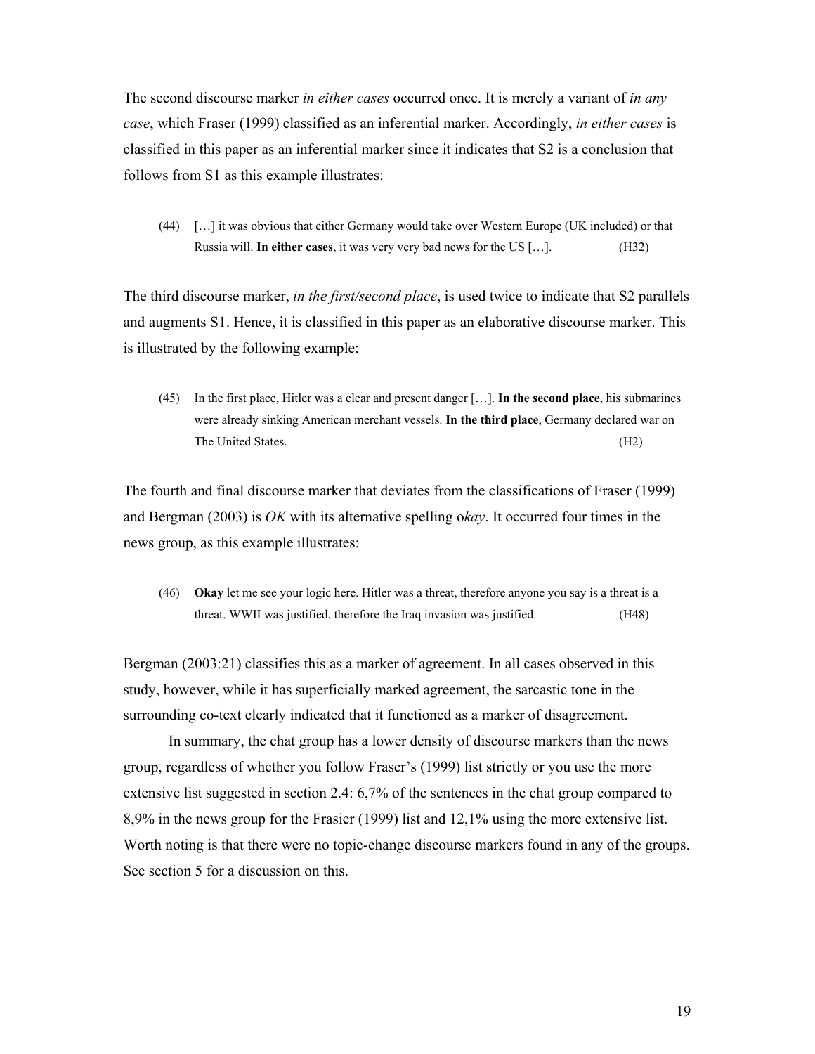The second discourse marker *in either cases* occurred once. It is merely a variant of *in any case*, which Fraser (1999) classified as an inferential marker. Accordingly, *in either cases* is classified in this paper as an inferential marker since it indicates that S2 is a conclusion that follows from S1 as this example illustrates:

> (44) […] it was obvious that either Germany would take over Western Europe (UK included) or that Russia will. **In either cases**, it was very very bad news for the US […]. (H32)

The third discourse marker, *in the first/second place*, is used twice to indicate that S2 parallels and augments S1. Hence, it is classified in this paper as an elaborative discourse marker. This is illustrated by the following example:

> (45) In the first place, Hitler was a clear and present danger […]. **In the second place**, his submarines were already sinking American merchant vessels. **In the third place**, Germany declared war on The United States. (H2)

The fourth and final discourse marker that deviates from the classifications of Fraser (1999) and Bergman (2003) is *OK* with its alternative spelling o*kay*. It occurred four times in the news group, as this example illustrates:

> (46) **Okay** let me see your logic here. Hitler was a threat, therefore anyone you say is a threat is a threat. WWII was justified, therefore the Iraq invasion was justified. (H48)

Bergman (2003:21) classifies this as a marker of agreement. In all cases observed in this study, however, while it has superficially marked agreement, the sarcastic tone in the surrounding co-text clearly indicated that it functioned as a marker of disagreement.

In summary, the chat group has a lower density of discourse markers than the news group, regardless of whether you follow Fraser's (1999) list strictly or you use the more extensive list suggested in section 2.4: 6,7% of the sentences in the chat group compared to 8,9% in the news group for the Frasier (1999) list and 12,1% using the more extensive list. Worth noting is that there were no topic-change discourse markers found in any of the groups. See section 5 for a discussion on this.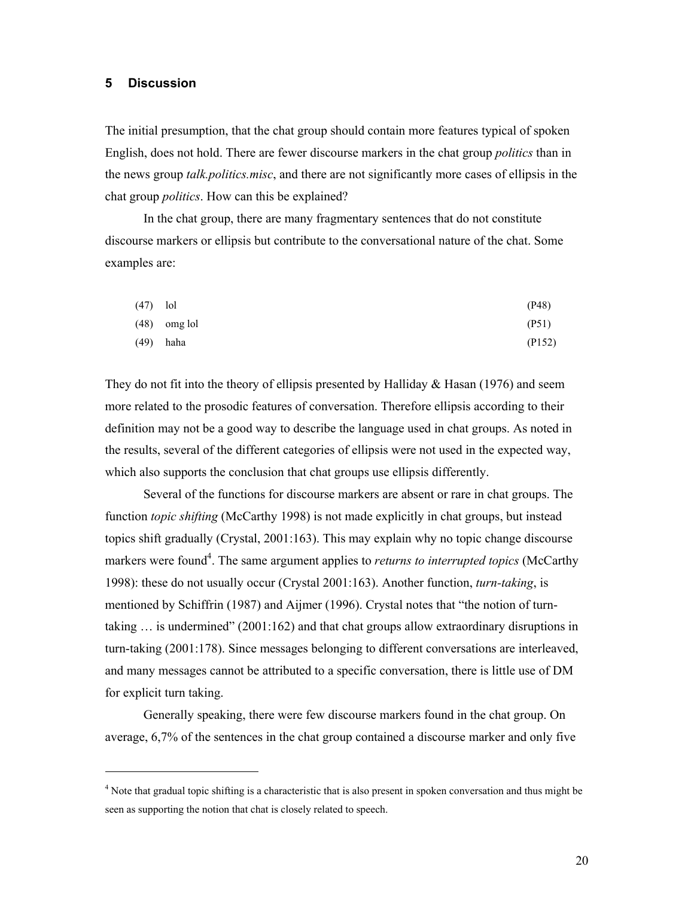## 5 Discussion

The initial presumption, that the chat group should contain more features typical of spoken English, does not hold. There are fewer discourse markers in the chat group *politics* than in the news group *talk.politics.misc*, and there are not significantly more cases of ellipsis in the chat group *politics*. How can this be explained?

In the chat group, there are many fragmentary sentences that do not constitute discourse markers or ellipsis but contribute to the conversational nature of the chat. Some examples are:

(47) lol (P48)

(48) omg lol (P51)

(49) haha (P152)

They do not fit into the theory of ellipsis presented by Halliday & Hasan (1976) and seem more related to the prosodic features of conversation. Therefore ellipsis according to their definition may not be a good way to describe the language used in chat groups. As noted in the results, several of the different categories of ellipsis were not used in the expected way, which also supports the conclusion that chat groups use ellipsis differently.

Several of the functions for discourse markers are absent or rare in chat groups. The function *topic shifting* (McCarthy 1998) is not made explicitly in chat groups, but instead topics shift gradually (Crystal, 2001:163). This may explain why no topic change discourse markers were found[4]. The same argument applies to *returns to interrupted topics* (McCarthy 1998): these do not usually occur (Crystal 2001:163). Another function, *turn-taking*, is mentioned by Schiffrin (1987) and Aijmer (1996). Crystal notes that "the notion of turn-taking … is undermined" (2001:162) and that chat groups allow extraordinary disruptions in turn-taking (2001:178). Since messages belonging to different conversations are interleaved, and many messages cannot be attributed to a specific conversation, there is little use of DM for explicit turn taking.

Generally speaking, there were few discourse markers found in the chat group. On average, 6,7% of the sentences in the chat group contained a discourse marker and only five

[4] Note that gradual topic shifting is a characteristic that is also present in spoken conversation and thus might be seen as supporting the notion that chat is closely related to speech.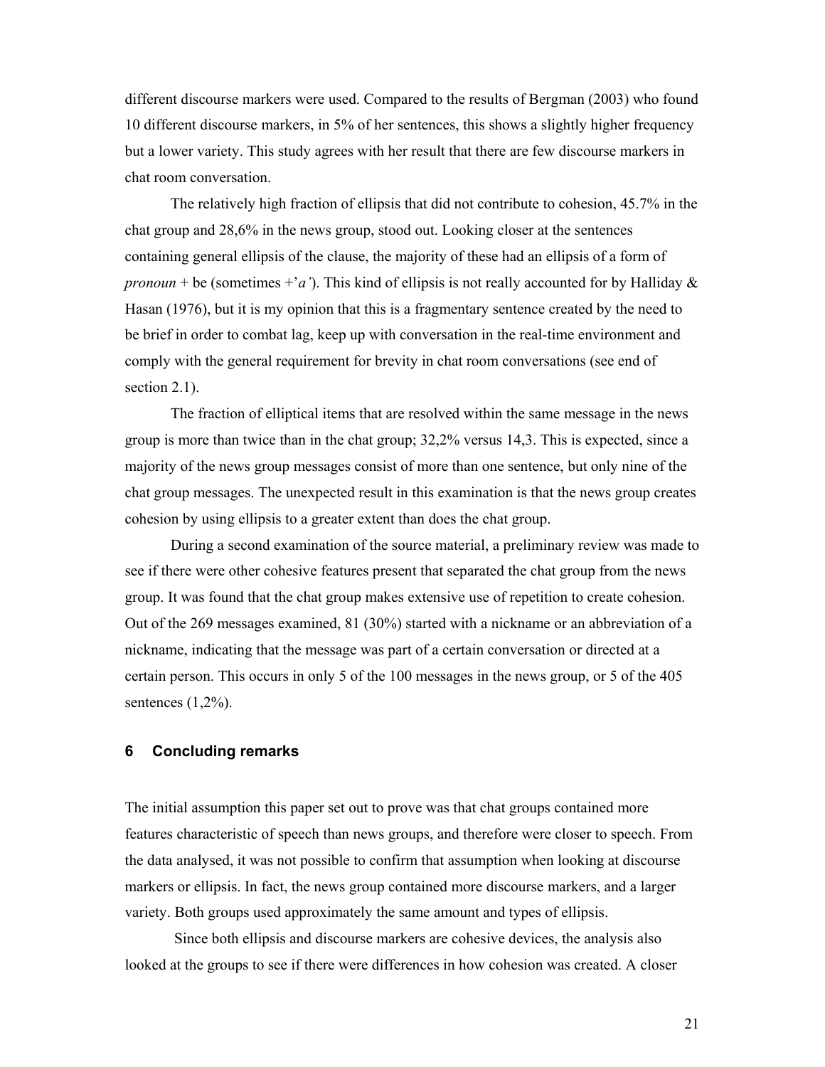different discourse markers were used. Compared to the results of Bergman (2003) who found 10 different discourse markers, in 5% of her sentences, this shows a slightly higher frequency but a lower variety. This study agrees with her result that there are few discourse markers in chat room conversation.

The relatively high fraction of ellipsis that did not contribute to cohesion, 45.7% in the chat group and 28,6% in the news group, stood out. Looking closer at the sentences containing general ellipsis of the clause, the majority of these had an ellipsis of a form of *pronoun* + be (sometimes +'*a'*). This kind of ellipsis is not really accounted for by Halliday & Hasan (1976), but it is my opinion that this is a fragmentary sentence created by the need to be brief in order to combat lag, keep up with conversation in the real-time environment and comply with the general requirement for brevity in chat room conversations (see end of section 2.1).

The fraction of elliptical items that are resolved within the same message in the news group is more than twice than in the chat group; 32,2% versus 14,3. This is expected, since a majority of the news group messages consist of more than one sentence, but only nine of the chat group messages. The unexpected result in this examination is that the news group creates cohesion by using ellipsis to a greater extent than does the chat group.

During a second examination of the source material, a preliminary review was made to see if there were other cohesive features present that separated the chat group from the news group. It was found that the chat group makes extensive use of repetition to create cohesion. Out of the 269 messages examined, 81 (30%) started with a nickname or an abbreviation of a nickname, indicating that the message was part of a certain conversation or directed at a certain person. This occurs in only 5 of the 100 messages in the news group, or 5 of the 405 sentences (1,2%).

## 6 Concluding remarks

The initial assumption this paper set out to prove was that chat groups contained more features characteristic of speech than news groups, and therefore were closer to speech. From the data analysed, it was not possible to confirm that assumption when looking at discourse markers or ellipsis. In fact, the news group contained more discourse markers, and a larger variety. Both groups used approximately the same amount and types of ellipsis.

Since both ellipsis and discourse markers are cohesive devices, the analysis also looked at the groups to see if there were differences in how cohesion was created. A closer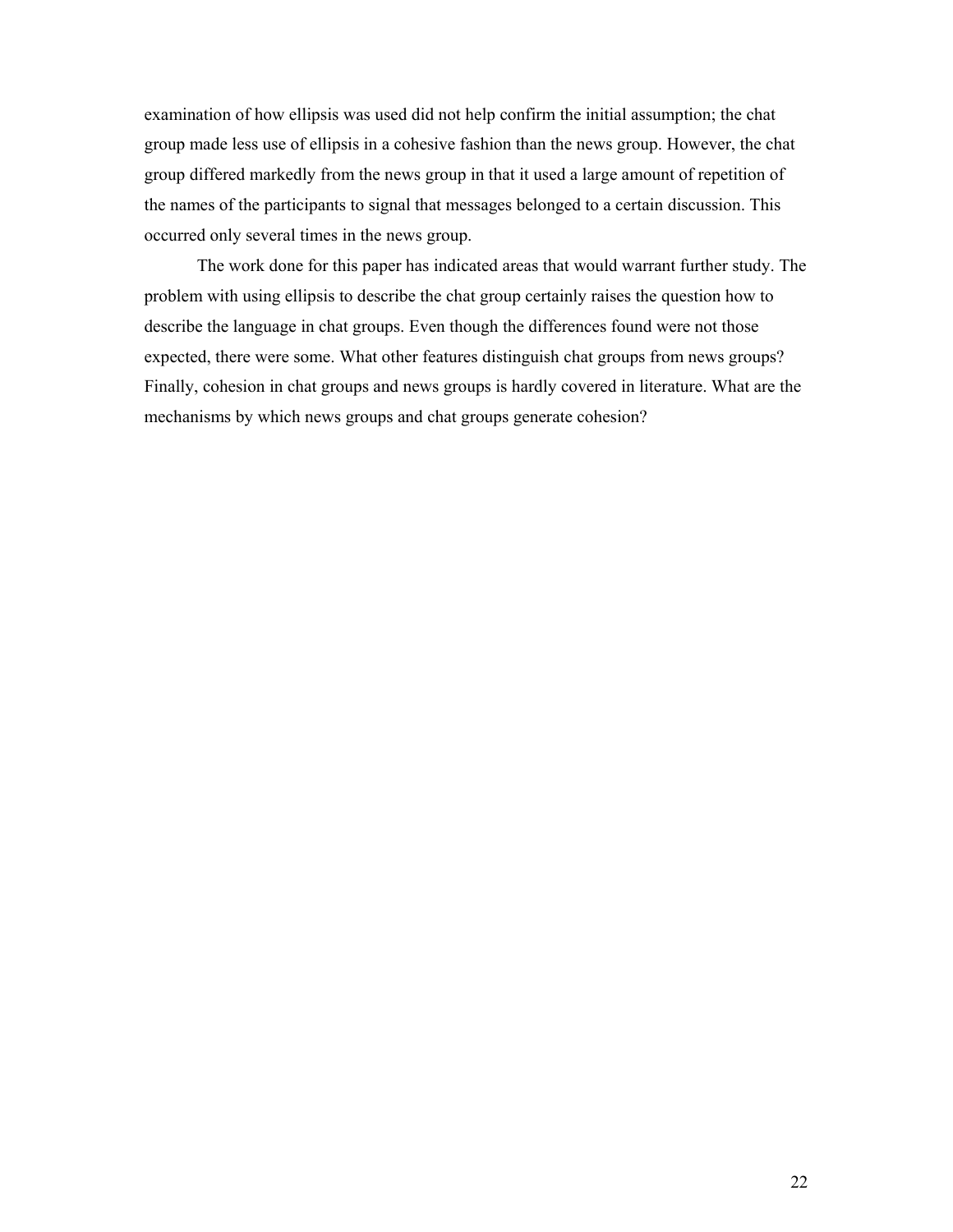examination of how ellipsis was used did not help confirm the initial assumption; the chat group made less use of ellipsis in a cohesive fashion than the news group. However, the chat group differed markedly from the news group in that it used a large amount of repetition of the names of the participants to signal that messages belonged to a certain discussion. This occurred only several times in the news group.

The work done for this paper has indicated areas that would warrant further study. The problem with using ellipsis to describe the chat group certainly raises the question how to describe the language in chat groups. Even though the differences found were not those expected, there were some. What other features distinguish chat groups from news groups? Finally, cohesion in chat groups and news groups is hardly covered in literature. What are the mechanisms by which news groups and chat groups generate cohesion?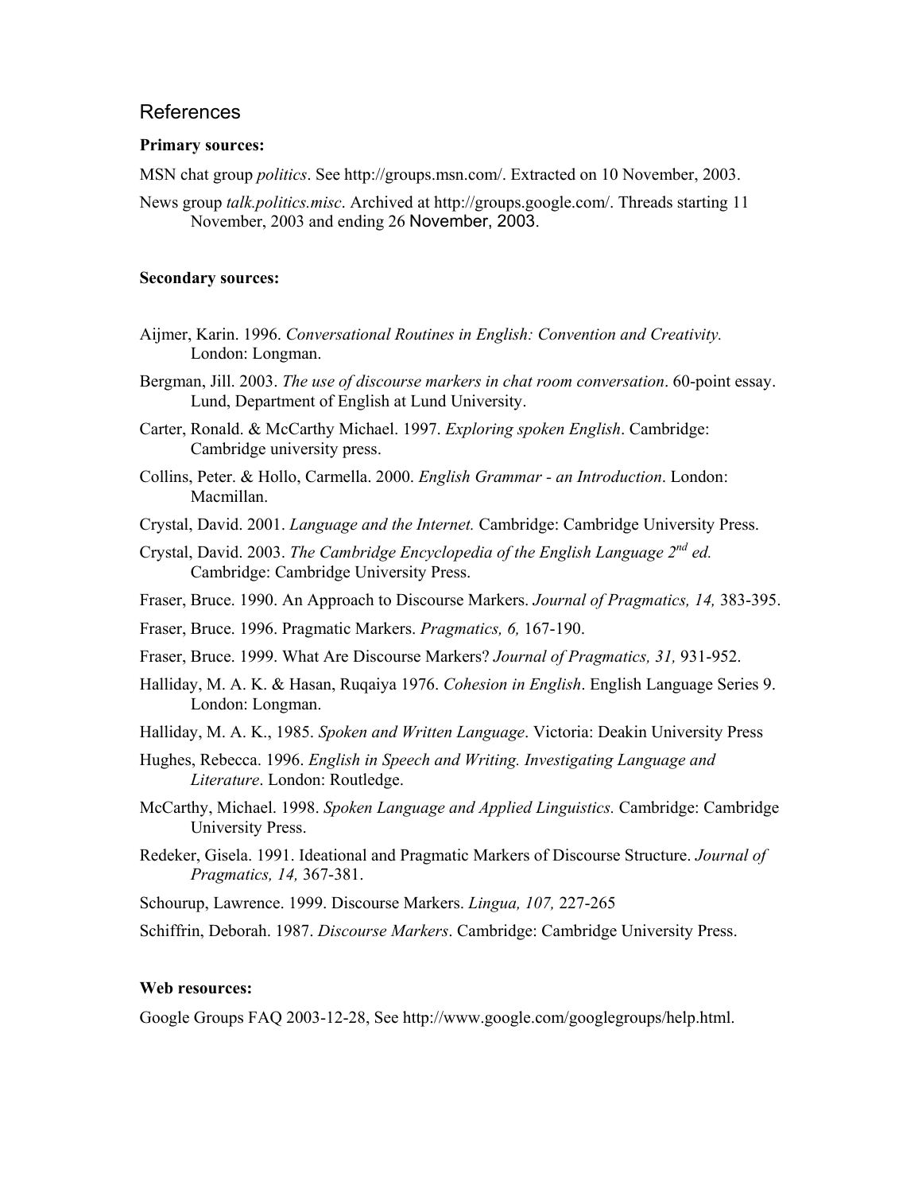# References

**Primary sources:**

MSN chat group *politics*. See http://groups.msn.com/. Extracted on 10 November, 2003.

News group *talk.politics.misc*. Archived at http://groups.google.com/. Threads starting 11 November, 2003 and ending 26 November, 2003.

**Secondary sources:**

Aijmer, Karin. 1996. *Conversational Routines in English: Convention and Creativity.* London: Longman.

Bergman, Jill. 2003. *The use of discourse markers in chat room conversation*. 60-point essay. Lund, Department of English at Lund University.

Carter, Ronald. & McCarthy Michael. 1997. *Exploring spoken English*. Cambridge: Cambridge university press.

Collins, Peter. & Hollo, Carmella. 2000. *English Grammar - an Introduction*. London: Macmillan.

Crystal, David. 2001. *Language and the Internet.* Cambridge: Cambridge University Press.

Crystal, David. 2003. *The Cambridge Encyclopedia of the English Language 2nd ed.* Cambridge: Cambridge University Press.

Fraser, Bruce. 1990. An Approach to Discourse Markers. *Journal of Pragmatics, 14,* 383-395.

Fraser, Bruce. 1996. Pragmatic Markers. *Pragmatics, 6,* 167-190.

Fraser, Bruce. 1999. What Are Discourse Markers? *Journal of Pragmatics, 31,* 931-952.

Halliday, M. A. K. & Hasan, Ruqaiya 1976. *Cohesion in English*. English Language Series 9. London: Longman.

Halliday, M. A. K., 1985. *Spoken and Written Language*. Victoria: Deakin University Press

Hughes, Rebecca. 1996. *English in Speech and Writing. Investigating Language and Literature*. London: Routledge.

McCarthy, Michael. 1998. *Spoken Language and Applied Linguistics.* Cambridge: Cambridge University Press.

Redeker, Gisela. 1991. Ideational and Pragmatic Markers of Discourse Structure. *Journal of Pragmatics, 14,* 367-381.

Schourup, Lawrence. 1999. Discourse Markers. *Lingua, 107,* 227-265

Schiffrin, Deborah. 1987. *Discourse Markers*. Cambridge: Cambridge University Press.

**Web resources:**

Google Groups FAQ 2003-12-28, See http://www.google.com/googlegroups/help.html.